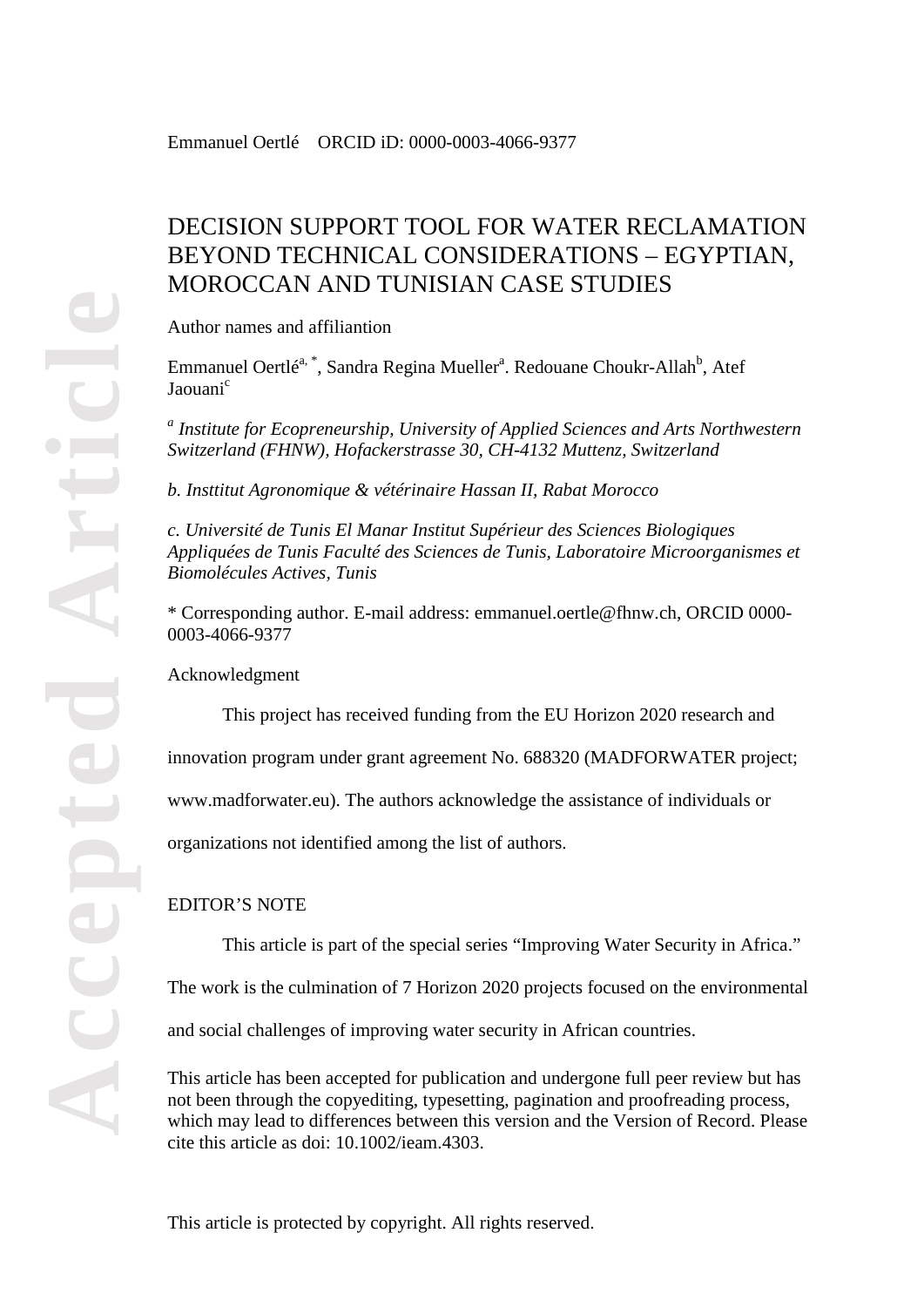Emmanuel Oertlé ORCID iD: 0000-0003-4066-9377

# DECISION SUPPORT TOOL FOR WATER RECLAMATION BEYOND TECHNICAL CONSIDERATIONS – EGYPTIAN, MOROCCAN AND TUNISIAN CASE STUDIES

Author names and affiliantion

Emmanuel Oertlé[a, *], Sandra Regina Mueller[a]. Redouane Choukr-Allah[b], Atef Jaouani[c]

*[a] Institute for Ecopreneurship, University of Applied Sciences and Arts Northwestern Switzerland (FHNW), Hofackerstrasse 30, CH-4132 Muttenz, Switzerland*

*b. Insttitut Agronomique & vétérinaire Hassan II, Rabat Morocco*

*c. Université de Tunis El Manar Institut Supérieur des Sciences Biologiques Appliquées de Tunis Faculté des Sciences de Tunis, Laboratoire Microorganismes et Biomolécules Actives, Tunis*

\* Corresponding author. E-mail address: emmanuel.oertle@fhnw.ch, ORCID 0000-0003-4066-9377

Acknowledgment

This project has received funding from the EU Horizon 2020 research and innovation program under grant agreement No. 688320 (MADFORWATER project; www.madforwater.eu). The authors acknowledge the assistance of individuals or organizations not identified among the list of authors.

EDITOR'S NOTE

This article is part of the special series "Improving Water Security in Africa." The work is the culmination of 7 Horizon 2020 projects focused on the environmental and social challenges of improving water security in African countries.

This article has been accepted for publication and undergone full peer review but has not been through the copyediting, typesetting, pagination and proofreading process, which may lead to differences between this version and the Version of Record. Please cite this article as doi: 10.1002/ieam.4303.

This article is protected by copyright. All rights reserved.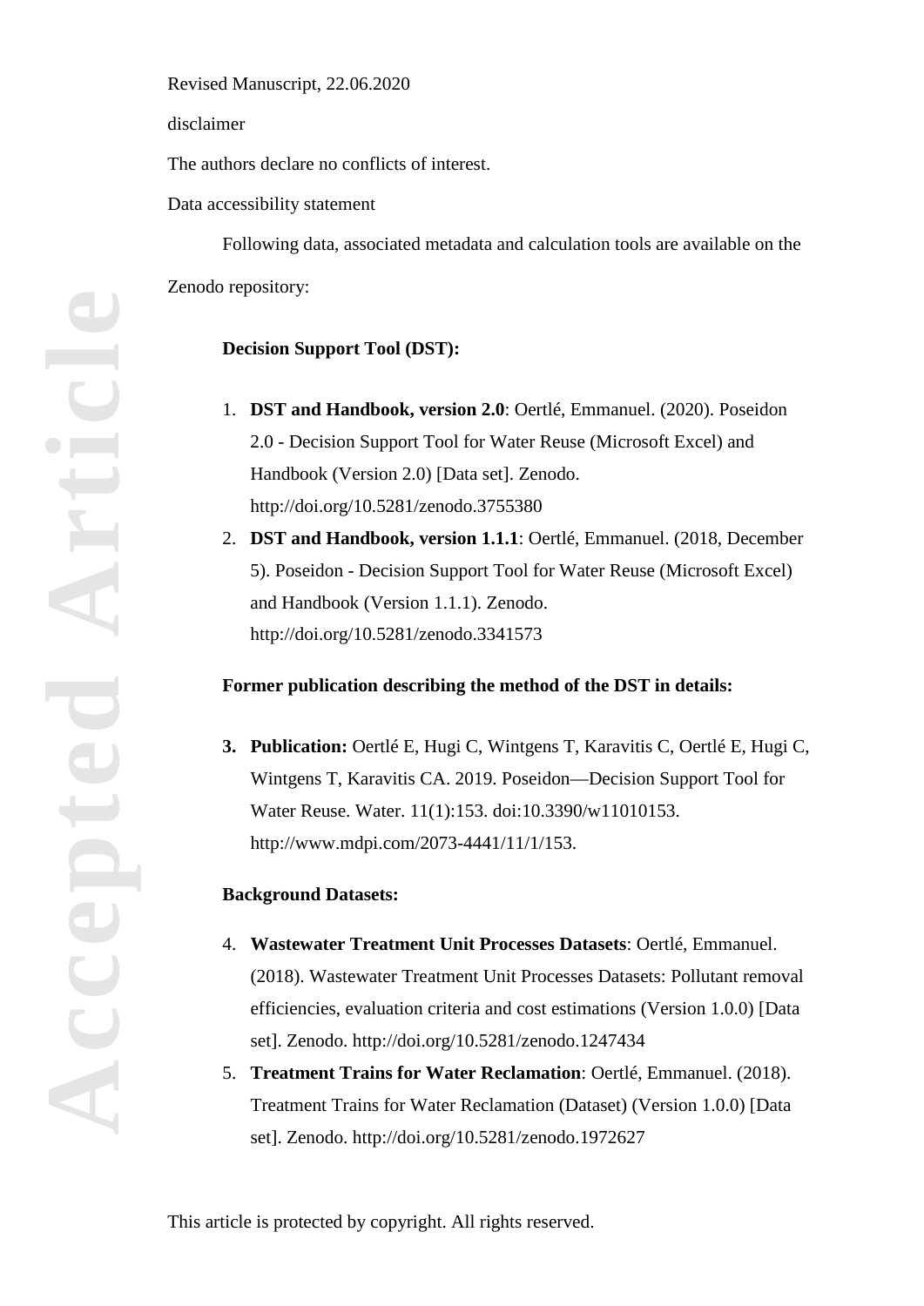Revised Manuscript, 22.06.2020

disclaimer

The authors declare no conflicts of interest.

Data accessibility statement

Following data, associated metadata and calculation tools are available on the Zenodo repository:

**Decision Support Tool (DST):**

1. **DST and Handbook, version 2.0**: Oertlé, Emmanuel. (2020). Poseidon 2.0 - Decision Support Tool for Water Reuse (Microsoft Excel) and Handbook (Version 2.0) [Data set]. Zenodo. http://doi.org/10.5281/zenodo.3755380
2. **DST and Handbook, version 1.1.1**: Oertlé, Emmanuel. (2018, December 5). Poseidon - Decision Support Tool for Water Reuse (Microsoft Excel) and Handbook (Version 1.1.1). Zenodo. http://doi.org/10.5281/zenodo.3341573

**Former publication describing the method of the DST in details:**

3. **Publication:** Oertlé E, Hugi C, Wintgens T, Karavitis C, Oertlé E, Hugi C, Wintgens T, Karavitis CA. 2019. Poseidon—Decision Support Tool for Water Reuse. Water. 11(1):153. doi:10.3390/w11010153. http://www.mdpi.com/2073-4441/11/1/153.

**Background Datasets:**

4. **Wastewater Treatment Unit Processes Datasets**: Oertlé, Emmanuel. (2018). Wastewater Treatment Unit Processes Datasets: Pollutant removal efficiencies, evaluation criteria and cost estimations (Version 1.0.0) [Data set]. Zenodo. http://doi.org/10.5281/zenodo.1247434
5. **Treatment Trains for Water Reclamation**: Oertlé, Emmanuel. (2018). Treatment Trains for Water Reclamation (Dataset) (Version 1.0.0) [Data set]. Zenodo. http://doi.org/10.5281/zenodo.1972627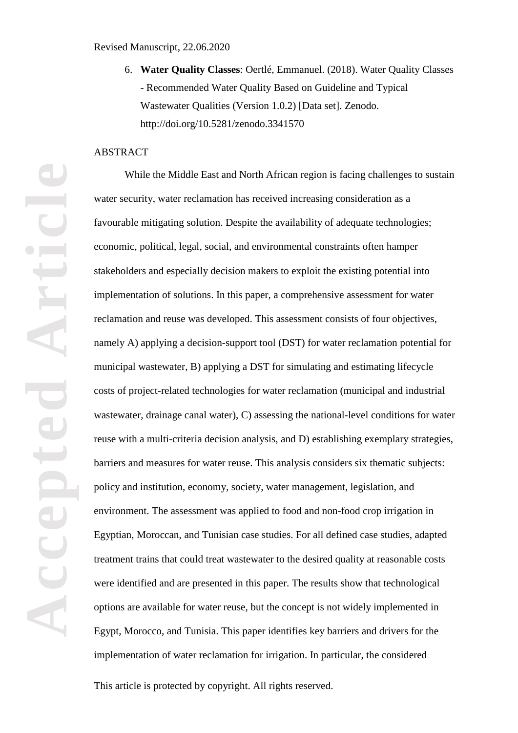6. **Water Quality Classes**: Oertlé, Emmanuel. (2018). Water Quality Classes - Recommended Water Quality Based on Guideline and Typical Wastewater Qualities (Version 1.0.2) [Data set]. Zenodo. http://doi.org/10.5281/zenodo.3341570

ABSTRACT

While the Middle East and North African region is facing challenges to sustain water security, water reclamation has received increasing consideration as a favourable mitigating solution. Despite the availability of adequate technologies; economic, political, legal, social, and environmental constraints often hamper stakeholders and especially decision makers to exploit the existing potential into implementation of solutions. In this paper, a comprehensive assessment for water reclamation and reuse was developed. This assessment consists of four objectives, namely A) applying a decision-support tool (DST) for water reclamation potential for municipal wastewater, B) applying a DST for simulating and estimating lifecycle costs of project-related technologies for water reclamation (municipal and industrial wastewater, drainage canal water), C) assessing the national-level conditions for water reuse with a multi-criteria decision analysis, and D) establishing exemplary strategies, barriers and measures for water reuse. This analysis considers six thematic subjects: policy and institution, economy, society, water management, legislation, and environment. The assessment was applied to food and non-food crop irrigation in Egyptian, Moroccan, and Tunisian case studies. For all defined case studies, adapted treatment trains that could treat wastewater to the desired quality at reasonable costs were identified and are presented in this paper. The results show that technological options are available for water reuse, but the concept is not widely implemented in Egypt, Morocco, and Tunisia. This paper identifies key barriers and drivers for the implementation of water reclamation for irrigation. In particular, the considered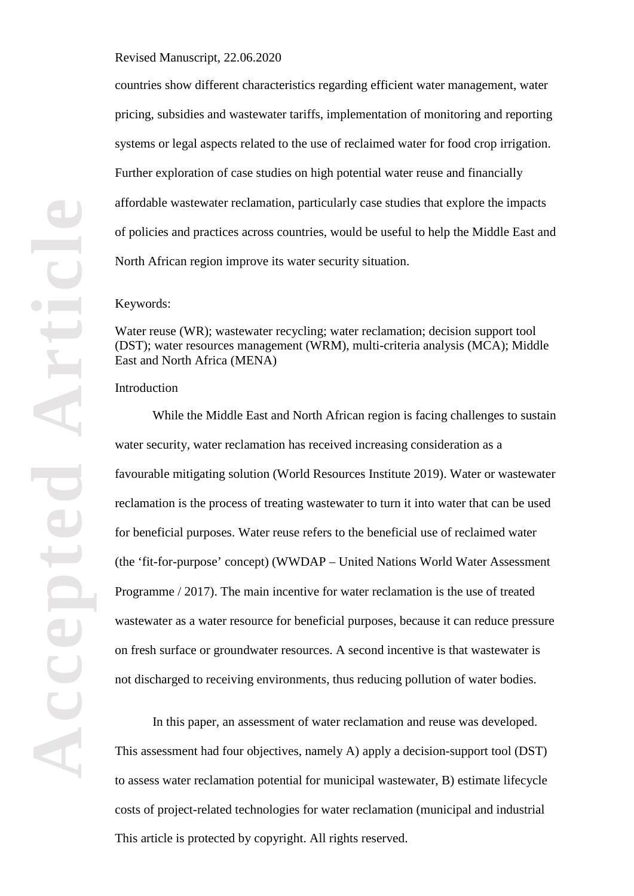countries show different characteristics regarding efficient water management, water pricing, subsidies and wastewater tariffs, implementation of monitoring and reporting systems or legal aspects related to the use of reclaimed water for food crop irrigation. Further exploration of case studies on high potential water reuse and financially affordable wastewater reclamation, particularly case studies that explore the impacts of policies and practices across countries, would be useful to help the Middle East and North African region improve its water security situation.

Keywords:

Water reuse (WR); wastewater recycling; water reclamation; decision support tool (DST); water resources management (WRM), multi-criteria analysis (MCA); Middle East and North Africa (MENA)

## Introduction

While the Middle East and North African region is facing challenges to sustain water security, water reclamation has received increasing consideration as a favourable mitigating solution (World Resources Institute 2019). Water or wastewater reclamation is the process of treating wastewater to turn it into water that can be used for beneficial purposes. Water reuse refers to the beneficial use of reclaimed water (the 'fit-for-purpose' concept) (WWDAP – United Nations World Water Assessment Programme / 2017). The main incentive for water reclamation is the use of treated wastewater as a water resource for beneficial purposes, because it can reduce pressure on fresh surface or groundwater resources. A second incentive is that wastewater is not discharged to receiving environments, thus reducing pollution of water bodies.

In this paper, an assessment of water reclamation and reuse was developed. This assessment had four objectives, namely A) apply a decision-support tool (DST) to assess water reclamation potential for municipal wastewater, B) estimate lifecycle costs of project-related technologies for water reclamation (municipal and industrial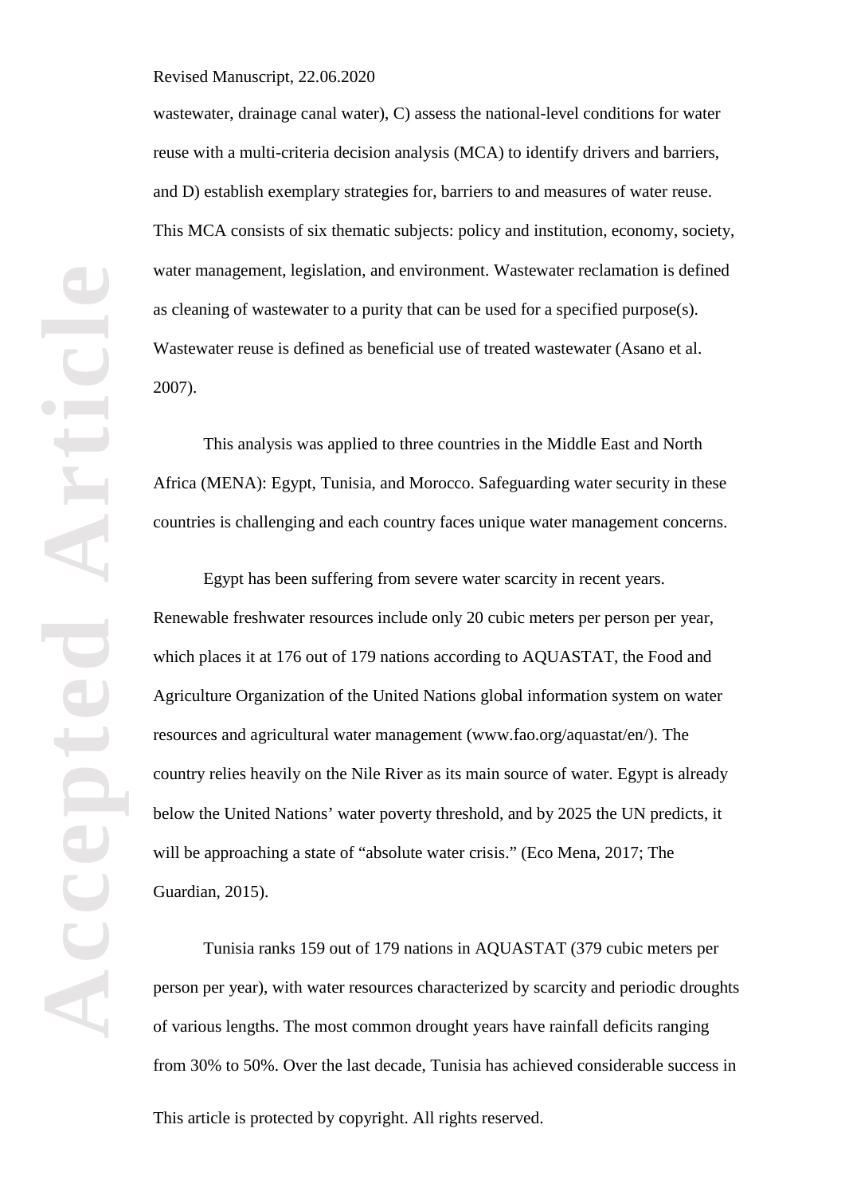wastewater, drainage canal water), C) assess the national-level conditions for water reuse with a multi-criteria decision analysis (MCA) to identify drivers and barriers, and D) establish exemplary strategies for, barriers to and measures of water reuse. This MCA consists of six thematic subjects: policy and institution, economy, society, water management, legislation, and environment. Wastewater reclamation is defined as cleaning of wastewater to a purity that can be used for a specified purpose(s). Wastewater reuse is defined as beneficial use of treated wastewater (Asano et al. 2007).

This analysis was applied to three countries in the Middle East and North Africa (MENA): Egypt, Tunisia, and Morocco. Safeguarding water security in these countries is challenging and each country faces unique water management concerns.

Egypt has been suffering from severe water scarcity in recent years. Renewable freshwater resources include only 20 cubic meters per person per year, which places it at 176 out of 179 nations according to AQUASTAT, the Food and Agriculture Organization of the United Nations global information system on water resources and agricultural water management (www.fao.org/aquastat/en/). The country relies heavily on the Nile River as its main source of water. Egypt is already below the United Nations' water poverty threshold, and by 2025 the UN predicts, it will be approaching a state of "absolute water crisis." (Eco Mena, 2017; The Guardian, 2015).

Tunisia ranks 159 out of 179 nations in AQUASTAT (379 cubic meters per person per year), with water resources characterized by scarcity and periodic droughts of various lengths. The most common drought years have rainfall deficits ranging from 30% to 50%. Over the last decade, Tunisia has achieved considerable success in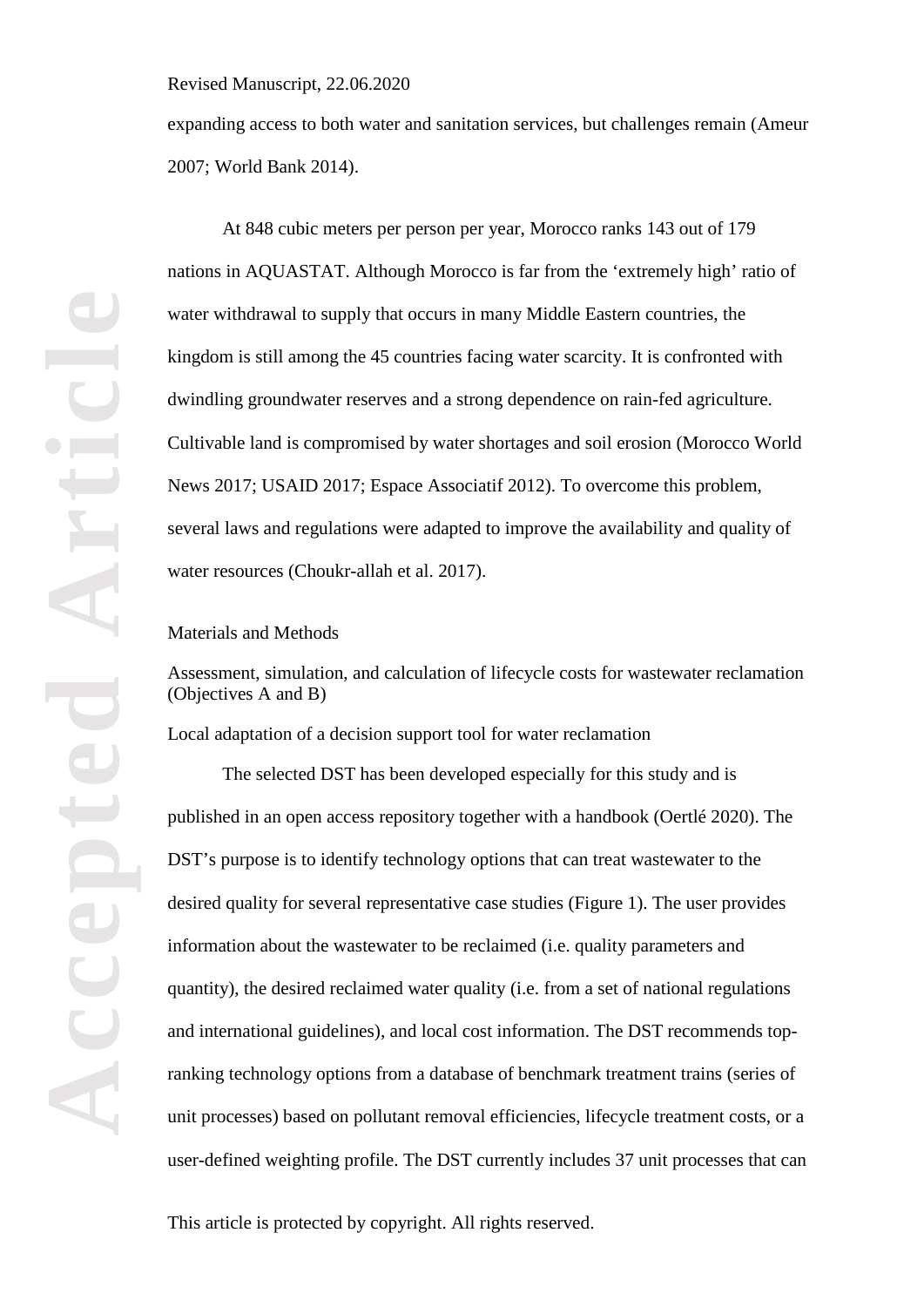expanding access to both water and sanitation services, but challenges remain (Ameur 2007; World Bank 2014).

At 848 cubic meters per person per year, Morocco ranks 143 out of 179 nations in AQUASTAT. Although Morocco is far from the 'extremely high' ratio of water withdrawal to supply that occurs in many Middle Eastern countries, the kingdom is still among the 45 countries facing water scarcity. It is confronted with dwindling groundwater reserves and a strong dependence on rain-fed agriculture. Cultivable land is compromised by water shortages and soil erosion (Morocco World News 2017; USAID 2017; Espace Associatif 2012). To overcome this problem, several laws and regulations were adapted to improve the availability and quality of water resources (Choukr-allah et al. 2017).

## Materials and Methods

### Assessment, simulation, and calculation of lifecycle costs for wastewater reclamation (Objectives A and B)

#### Local adaptation of a decision support tool for water reclamation

The selected DST has been developed especially for this study and is published in an open access repository together with a handbook (Oertlé 2020). The DST's purpose is to identify technology options that can treat wastewater to the desired quality for several representative case studies (Figure 1). The user provides information about the wastewater to be reclaimed (i.e. quality parameters and quantity), the desired reclaimed water quality (i.e. from a set of national regulations and international guidelines), and local cost information. The DST recommends top-ranking technology options from a database of benchmark treatment trains (series of unit processes) based on pollutant removal efficiencies, lifecycle treatment costs, or a user-defined weighting profile. The DST currently includes 37 unit processes that can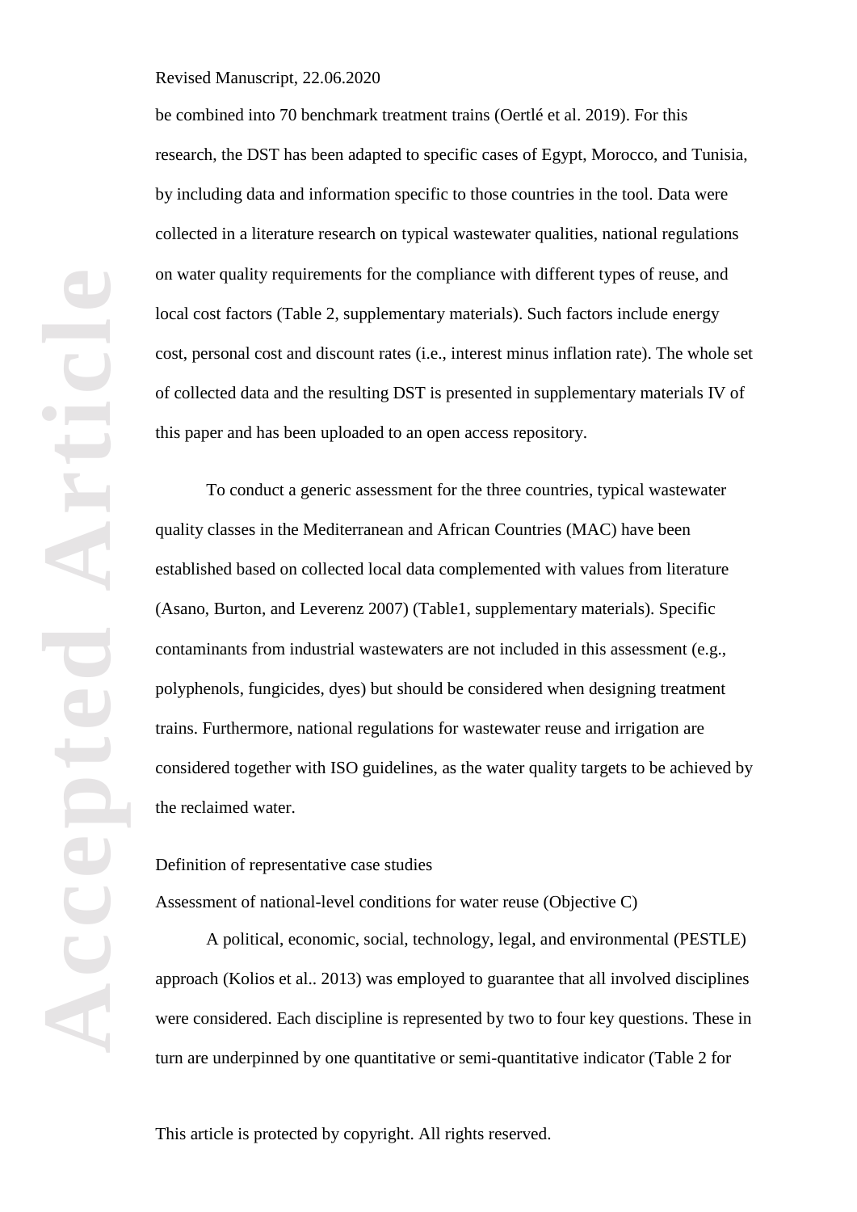be combined into 70 benchmark treatment trains (Oertlé et al. 2019). For this research, the DST has been adapted to specific cases of Egypt, Morocco, and Tunisia, by including data and information specific to those countries in the tool. Data were collected in a literature research on typical wastewater qualities, national regulations on water quality requirements for the compliance with different types of reuse, and local cost factors (Table 2, supplementary materials). Such factors include energy cost, personal cost and discount rates (i.e., interest minus inflation rate). The whole set of collected data and the resulting DST is presented in supplementary materials IV of this paper and has been uploaded to an open access repository.

To conduct a generic assessment for the three countries, typical wastewater quality classes in the Mediterranean and African Countries (MAC) have been established based on collected local data complemented with values from literature (Asano, Burton, and Leverenz 2007) (Table1, supplementary materials). Specific contaminants from industrial wastewaters are not included in this assessment (e.g., polyphenols, fungicides, dyes) but should be considered when designing treatment trains. Furthermore, national regulations for wastewater reuse and irrigation are considered together with ISO guidelines, as the water quality targets to be achieved by the reclaimed water.

### Definition of representative case studies

### Assessment of national-level conditions for water reuse (Objective C)

A political, economic, social, technology, legal, and environmental (PESTLE) approach (Kolios et al.. 2013) was employed to guarantee that all involved disciplines were considered. Each discipline is represented by two to four key questions. These in turn are underpinned by one quantitative or semi-quantitative indicator (Table 2 for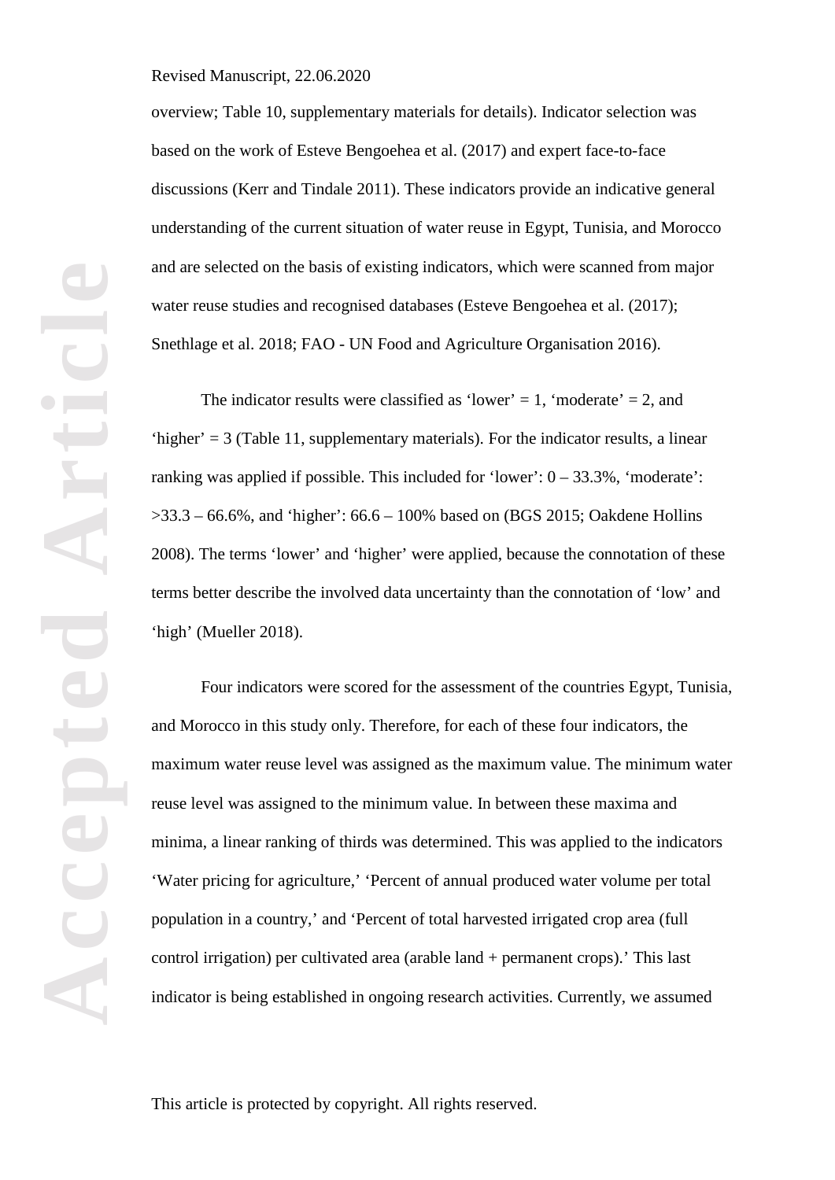overview; Table 10, supplementary materials for details). Indicator selection was based on the work of Esteve Bengoehea et al. (2017) and expert face-to-face discussions (Kerr and Tindale 2011). These indicators provide an indicative general understanding of the current situation of water reuse in Egypt, Tunisia, and Morocco and are selected on the basis of existing indicators, which were scanned from major water reuse studies and recognised databases (Esteve Bengoehea et al. (2017); Snethlage et al. 2018; FAO - UN Food and Agriculture Organisation 2016).

The indicator results were classified as 'lower' = 1, 'moderate' = 2, and 'higher' = 3 (Table 11, supplementary materials). For the indicator results, a linear ranking was applied if possible. This included for 'lower': 0 – 33.3%, 'moderate': >33.3 – 66.6%, and 'higher': 66.6 – 100% based on (BGS 2015; Oakdene Hollins 2008). The terms 'lower' and 'higher' were applied, because the connotation of these terms better describe the involved data uncertainty than the connotation of 'low' and 'high' (Mueller 2018).

Four indicators were scored for the assessment of the countries Egypt, Tunisia, and Morocco in this study only. Therefore, for each of these four indicators, the maximum water reuse level was assigned as the maximum value. The minimum water reuse level was assigned to the minimum value. In between these maxima and minima, a linear ranking of thirds was determined. This was applied to the indicators 'Water pricing for agriculture,' 'Percent of annual produced water volume per total population in a country,' and 'Percent of total harvested irrigated crop area (full control irrigation) per cultivated area (arable land + permanent crops).' This last indicator is being established in ongoing research activities. Currently, we assumed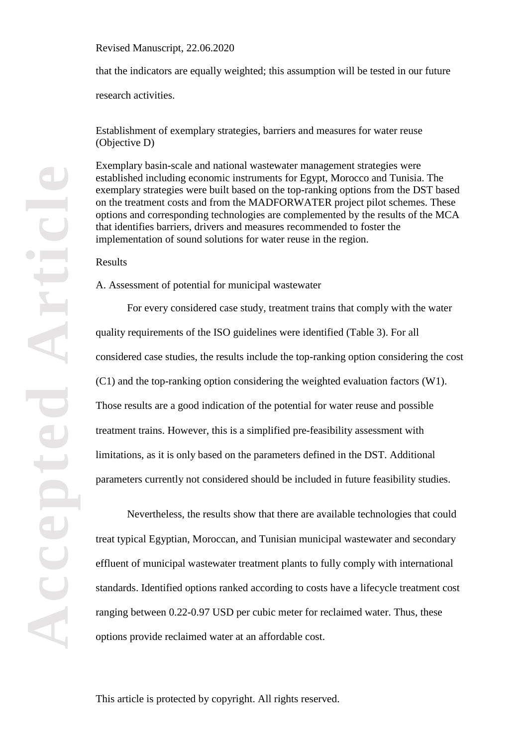that the indicators are equally weighted; this assumption will be tested in our future research activities.

Establishment of exemplary strategies, barriers and measures for water reuse (Objective D)

Exemplary basin-scale and national wastewater management strategies were established including economic instruments for Egypt, Morocco and Tunisia. The exemplary strategies were built based on the top-ranking options from the DST based on the treatment costs and from the MADFORWATER project pilot schemes. These options and corresponding technologies are complemented by the results of the MCA that identifies barriers, drivers and measures recommended to foster the implementation of sound solutions for water reuse in the region.

## Results

### A. Assessment of potential for municipal wastewater

For every considered case study, treatment trains that comply with the water quality requirements of the ISO guidelines were identified (Table 3). For all considered case studies, the results include the top-ranking option considering the cost (C1) and the top-ranking option considering the weighted evaluation factors (W1). Those results are a good indication of the potential for water reuse and possible treatment trains. However, this is a simplified pre-feasibility assessment with limitations, as it is only based on the parameters defined in the DST. Additional parameters currently not considered should be included in future feasibility studies.

Nevertheless, the results show that there are available technologies that could treat typical Egyptian, Moroccan, and Tunisian municipal wastewater and secondary effluent of municipal wastewater treatment plants to fully comply with international standards. Identified options ranked according to costs have a lifecycle treatment cost ranging between 0.22-0.97 USD per cubic meter for reclaimed water. Thus, these options provide reclaimed water at an affordable cost.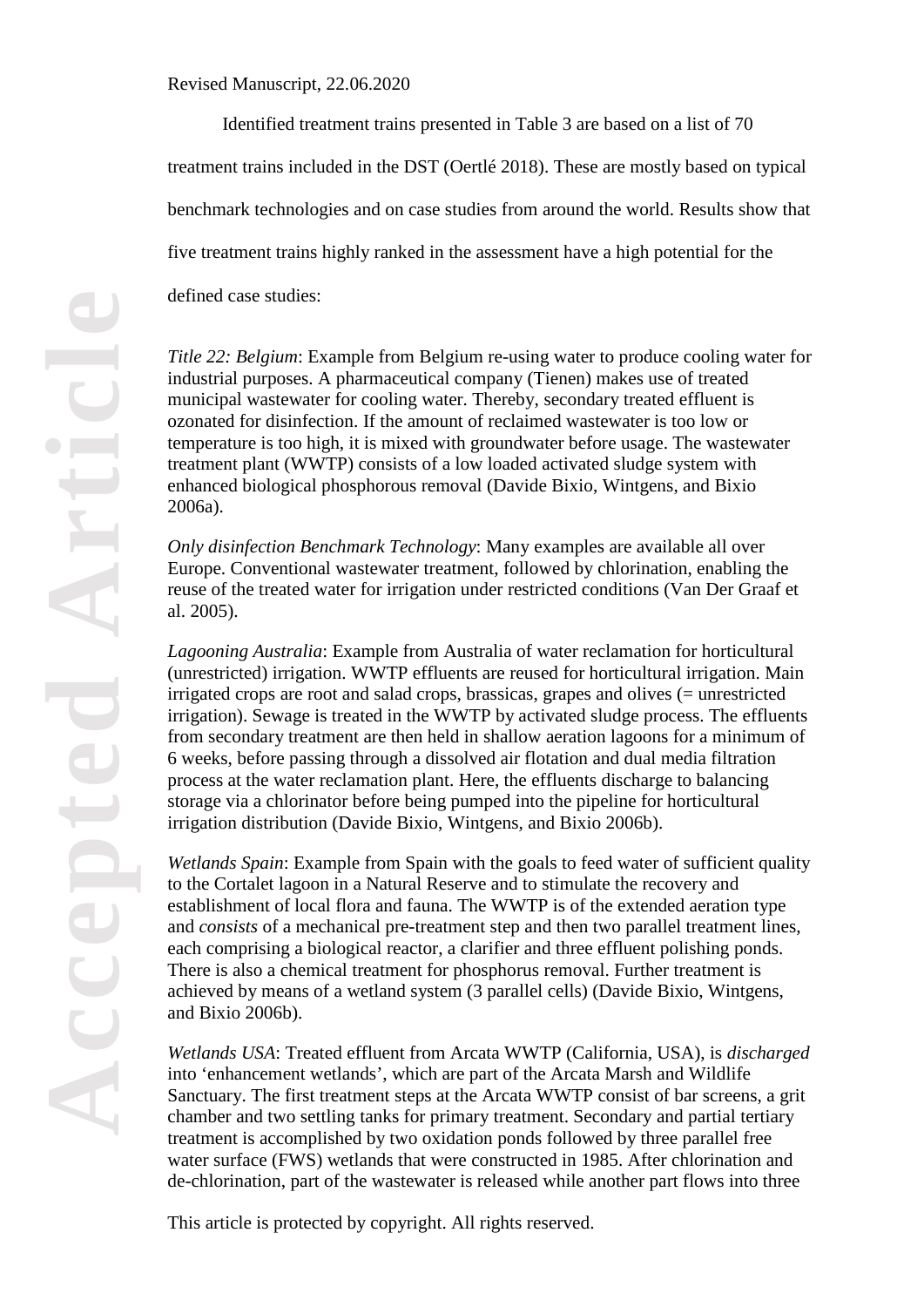Identified treatment trains presented in Table 3 are based on a list of 70 treatment trains included in the DST (Oertlé 2018). These are mostly based on typical benchmark technologies and on case studies from around the world. Results show that five treatment trains highly ranked in the assessment have a high potential for the defined case studies:

*Title 22: Belgium*: Example from Belgium re-using water to produce cooling water for industrial purposes. A pharmaceutical company (Tienen) makes use of treated municipal wastewater for cooling water. Thereby, secondary treated effluent is ozonated for disinfection. If the amount of reclaimed wastewater is too low or temperature is too high, it is mixed with groundwater before usage. The wastewater treatment plant (WWTP) consists of a low loaded activated sludge system with enhanced biological phosphorous removal (Davide Bixio, Wintgens, and Bixio 2006a).

*Only disinfection Benchmark Technology*: Many examples are available all over Europe. Conventional wastewater treatment, followed by chlorination, enabling the reuse of the treated water for irrigation under restricted conditions (Van Der Graaf et al. 2005).

*Lagooning Australia*: Example from Australia of water reclamation for horticultural (unrestricted) irrigation. WWTP effluents are reused for horticultural irrigation. Main irrigated crops are root and salad crops, brassicas, grapes and olives (= unrestricted irrigation). Sewage is treated in the WWTP by activated sludge process. The effluents from secondary treatment are then held in shallow aeration lagoons for a minimum of 6 weeks, before passing through a dissolved air flotation and dual media filtration process at the water reclamation plant. Here, the effluents discharge to balancing storage via a chlorinator before being pumped into the pipeline for horticultural irrigation distribution (Davide Bixio, Wintgens, and Bixio 2006b).

*Wetlands Spain*: Example from Spain with the goals to feed water of sufficient quality to the Cortalet lagoon in a Natural Reserve and to stimulate the recovery and establishment of local flora and fauna. The WWTP is of the extended aeration type and *consists* of a mechanical pre-treatment step and then two parallel treatment lines, each comprising a biological reactor, a clarifier and three effluent polishing ponds. There is also a chemical treatment for phosphorus removal. Further treatment is achieved by means of a wetland system (3 parallel cells) (Davide Bixio, Wintgens, and Bixio 2006b).

*Wetlands USA*: Treated effluent from Arcata WWTP (California, USA), is *discharged* into 'enhancement wetlands', which are part of the Arcata Marsh and Wildlife Sanctuary. The first treatment steps at the Arcata WWTP consist of bar screens, a grit chamber and two settling tanks for primary treatment. Secondary and partial tertiary treatment is accomplished by two oxidation ponds followed by three parallel free water surface (FWS) wetlands that were constructed in 1985. After chlorination and de-chlorination, part of the wastewater is released while another part flows into three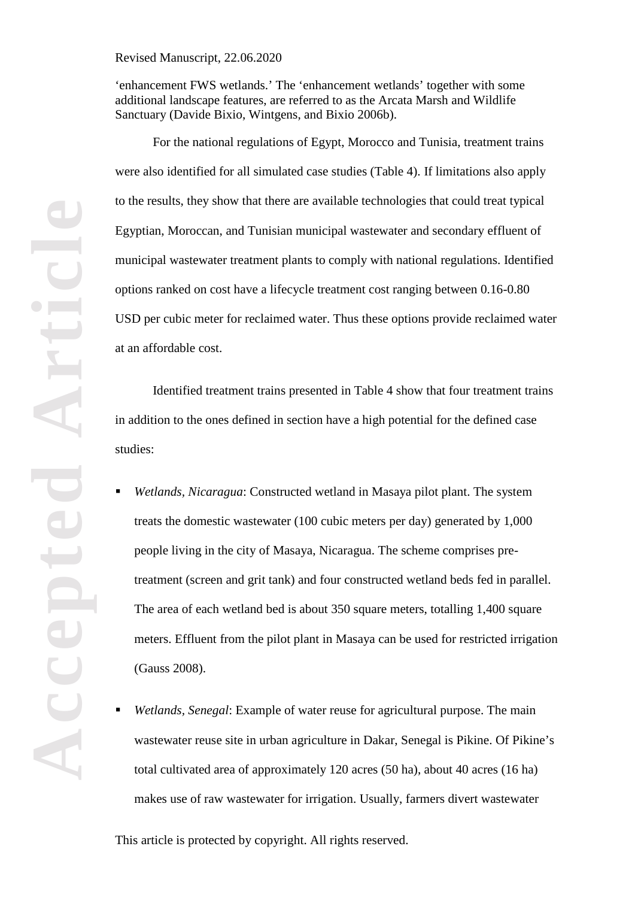'enhancement FWS wetlands.' The 'enhancement wetlands' together with some additional landscape features, are referred to as the Arcata Marsh and Wildlife Sanctuary (Davide Bixio, Wintgens, and Bixio 2006b).

For the national regulations of Egypt, Morocco and Tunisia, treatment trains were also identified for all simulated case studies (Table 4). If limitations also apply to the results, they show that there are available technologies that could treat typical Egyptian, Moroccan, and Tunisian municipal wastewater and secondary effluent of municipal wastewater treatment plants to comply with national regulations. Identified options ranked on cost have a lifecycle treatment cost ranging between 0.16-0.80 USD per cubic meter for reclaimed water. Thus these options provide reclaimed water at an affordable cost.

Identified treatment trains presented in Table 4 show that four treatment trains in addition to the ones defined in section have a high potential for the defined case studies:

- *Wetlands, Nicaragua*: Constructed wetland in Masaya pilot plant. The system treats the domestic wastewater (100 cubic meters per day) generated by 1,000 people living in the city of Masaya, Nicaragua. The scheme comprises pre-treatment (screen and grit tank) and four constructed wetland beds fed in parallel. The area of each wetland bed is about 350 square meters, totalling 1,400 square meters. Effluent from the pilot plant in Masaya can be used for restricted irrigation (Gauss 2008).
- *Wetlands, Senegal*: Example of water reuse for agricultural purpose. The main wastewater reuse site in urban agriculture in Dakar, Senegal is Pikine. Of Pikine's total cultivated area of approximately 120 acres (50 ha), about 40 acres (16 ha) makes use of raw wastewater for irrigation. Usually, farmers divert wastewater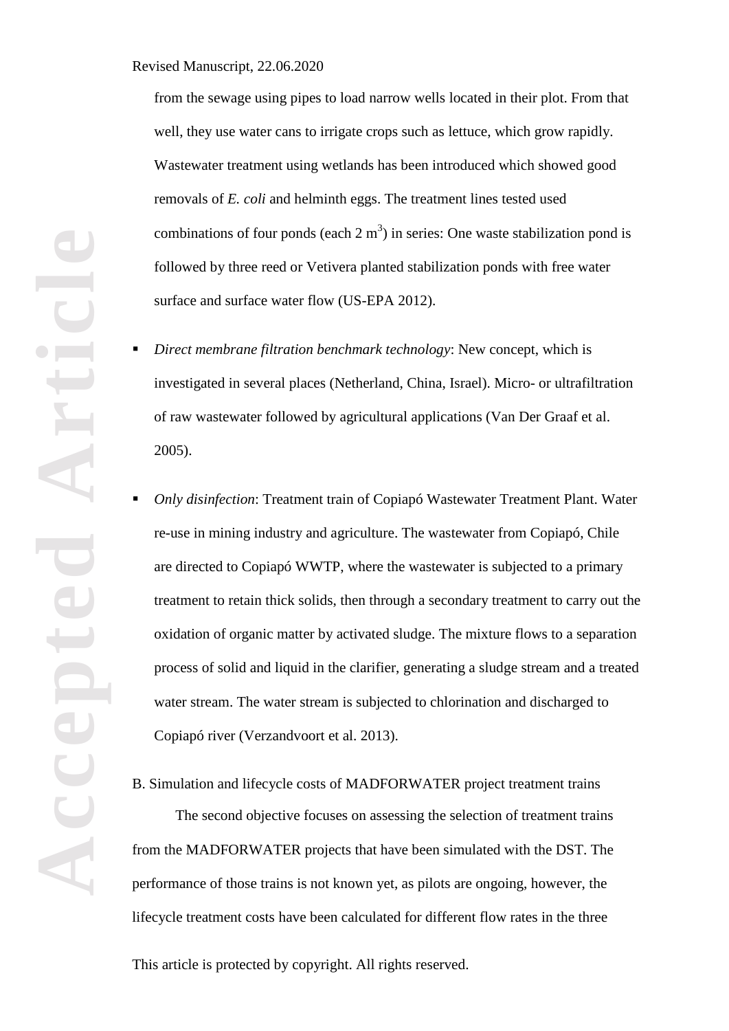from the sewage using pipes to load narrow wells located in their plot. From that well, they use water cans to irrigate crops such as lettuce, which grow rapidly. Wastewater treatment using wetlands has been introduced which showed good removals of *E. coli* and helminth eggs. The treatment lines tested used combinations of four ponds (each 2 $m^3$) in series: One waste stabilization pond is followed by three reed or Vetivera planted stabilization ponds with free water surface and surface water flow (US-EPA 2012).

- *Direct membrane filtration benchmark technology*: New concept, which is investigated in several places (Netherland, China, Israel). Micro- or ultrafiltration of raw wastewater followed by agricultural applications (Van Der Graaf et al. 2005).

- *Only disinfection*: Treatment train of Copiapó Wastewater Treatment Plant. Water re-use in mining industry and agriculture. The wastewater from Copiapó, Chile are directed to Copiapó WWTP, where the wastewater is subjected to a primary treatment to retain thick solids, then through a secondary treatment to carry out the oxidation of organic matter by activated sludge. The mixture flows to a separation process of solid and liquid in the clarifier, generating a sludge stream and a treated water stream. The water stream is subjected to chlorination and discharged to Copiapó river (Verzandvoort et al. 2013).

B. Simulation and lifecycle costs of MADFORWATER project treatment trains

The second objective focuses on assessing the selection of treatment trains from the MADFORWATER projects that have been simulated with the DST. The performance of those trains is not known yet, as pilots are ongoing, however, the lifecycle treatment costs have been calculated for different flow rates in the three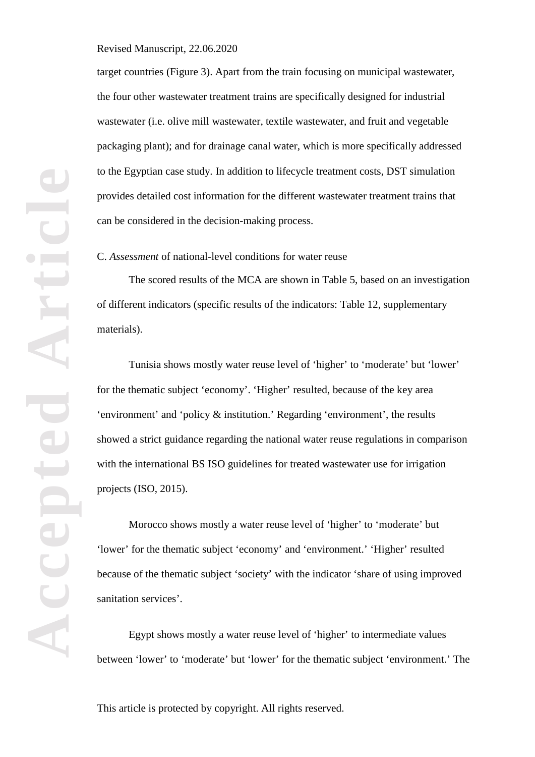target countries (Figure 3). Apart from the train focusing on municipal wastewater, the four other wastewater treatment trains are specifically designed for industrial wastewater (i.e. olive mill wastewater, textile wastewater, and fruit and vegetable packaging plant); and for drainage canal water, which is more specifically addressed to the Egyptian case study. In addition to lifecycle treatment costs, DST simulation provides detailed cost information for the different wastewater treatment trains that can be considered in the decision-making process.

C. *Assessment* of national-level conditions for water reuse

The scored results of the MCA are shown in Table 5, based on an investigation of different indicators (specific results of the indicators: Table 12, supplementary materials).

Tunisia shows mostly water reuse level of 'higher' to 'moderate' but 'lower' for the thematic subject 'economy'. 'Higher' resulted, because of the key area 'environment' and 'policy & institution.' Regarding 'environment', the results showed a strict guidance regarding the national water reuse regulations in comparison with the international BS ISO guidelines for treated wastewater use for irrigation projects (ISO, 2015).

Morocco shows mostly a water reuse level of 'higher' to 'moderate' but 'lower' for the thematic subject 'economy' and 'environment.' 'Higher' resulted because of the thematic subject 'society' with the indicator 'share of using improved sanitation services'.

Egypt shows mostly a water reuse level of 'higher' to intermediate values between 'lower' to 'moderate' but 'lower' for the thematic subject 'environment.' The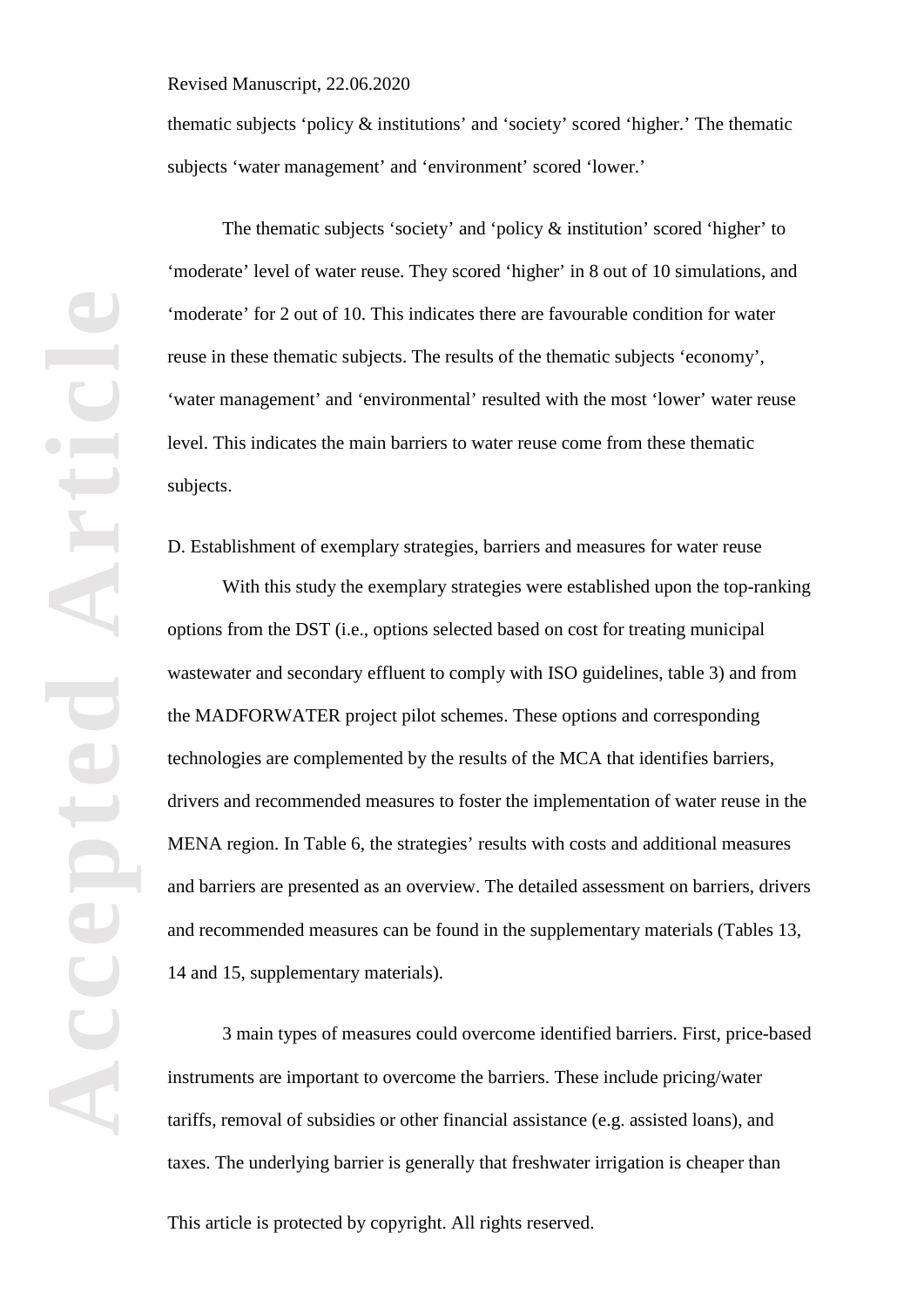thematic subjects ‘policy & institutions’ and ‘society’ scored ‘higher.’ The thematic subjects ‘water management’ and ‘environment’ scored ‘lower.’

The thematic subjects ‘society’ and ‘policy & institution’ scored ‘higher’ to ‘moderate’ level of water reuse. They scored ‘higher’ in 8 out of 10 simulations, and ‘moderate’ for 2 out of 10. This indicates there are favourable condition for water reuse in these thematic subjects. The results of the thematic subjects ‘economy’, ‘water management’ and ‘environmental’ resulted with the most ‘lower’ water reuse level. This indicates the main barriers to water reuse come from these thematic subjects.

D. Establishment of exemplary strategies, barriers and measures for water reuse

With this study the exemplary strategies were established upon the top-ranking options from the DST (i.e., options selected based on cost for treating municipal wastewater and secondary effluent to comply with ISO guidelines, table 3) and from the MADFORWATER project pilot schemes. These options and corresponding technologies are complemented by the results of the MCA that identifies barriers, drivers and recommended measures to foster the implementation of water reuse in the MENA region. In Table 6, the strategies’ results with costs and additional measures and barriers are presented as an overview. The detailed assessment on barriers, drivers and recommended measures can be found in the supplementary materials (Tables 13, 14 and 15, supplementary materials).

3 main types of measures could overcome identified barriers. First, price-based instruments are important to overcome the barriers. These include pricing/water tariffs, removal of subsidies or other financial assistance (e.g. assisted loans), and taxes. The underlying barrier is generally that freshwater irrigation is cheaper than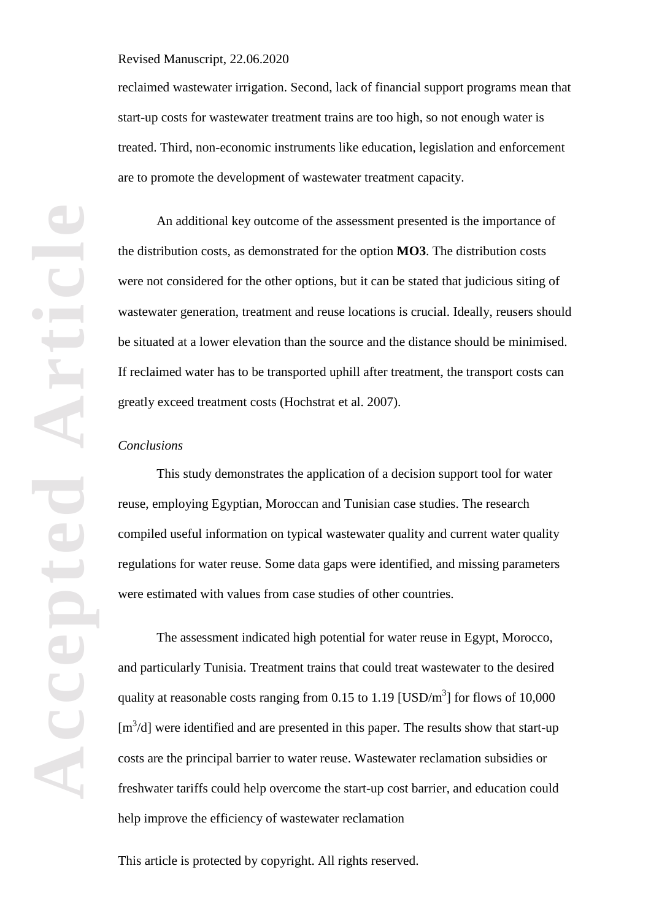reclaimed wastewater irrigation. Second, lack of financial support programs mean that start-up costs for wastewater treatment trains are too high, so not enough water is treated. Third, non-economic instruments like education, legislation and enforcement are to promote the development of wastewater treatment capacity.

An additional key outcome of the assessment presented is the importance of the distribution costs, as demonstrated for the option **MO3**. The distribution costs were not considered for the other options, but it can be stated that judicious siting of wastewater generation, treatment and reuse locations is crucial. Ideally, reusers should be situated at a lower elevation than the source and the distance should be minimised. If reclaimed water has to be transported uphill after treatment, the transport costs can greatly exceed treatment costs (Hochstrat et al. 2007).

*Conclusions*

This study demonstrates the application of a decision support tool for water reuse, employing Egyptian, Moroccan and Tunisian case studies. The research compiled useful information on typical wastewater quality and current water quality regulations for water reuse. Some data gaps were identified, and missing parameters were estimated with values from case studies of other countries.

The assessment indicated high potential for water reuse in Egypt, Morocco, and particularly Tunisia. Treatment trains that could treat wastewater to the desired quality at reasonable costs ranging from 0.15 to 1.19 [USD/$m^3$] for flows of 10,000 [$m^3$/d] were identified and are presented in this paper. The results show that start-up costs are the principal barrier to water reuse. Wastewater reclamation subsidies or freshwater tariffs could help overcome the start-up cost barrier, and education could help improve the efficiency of wastewater reclamation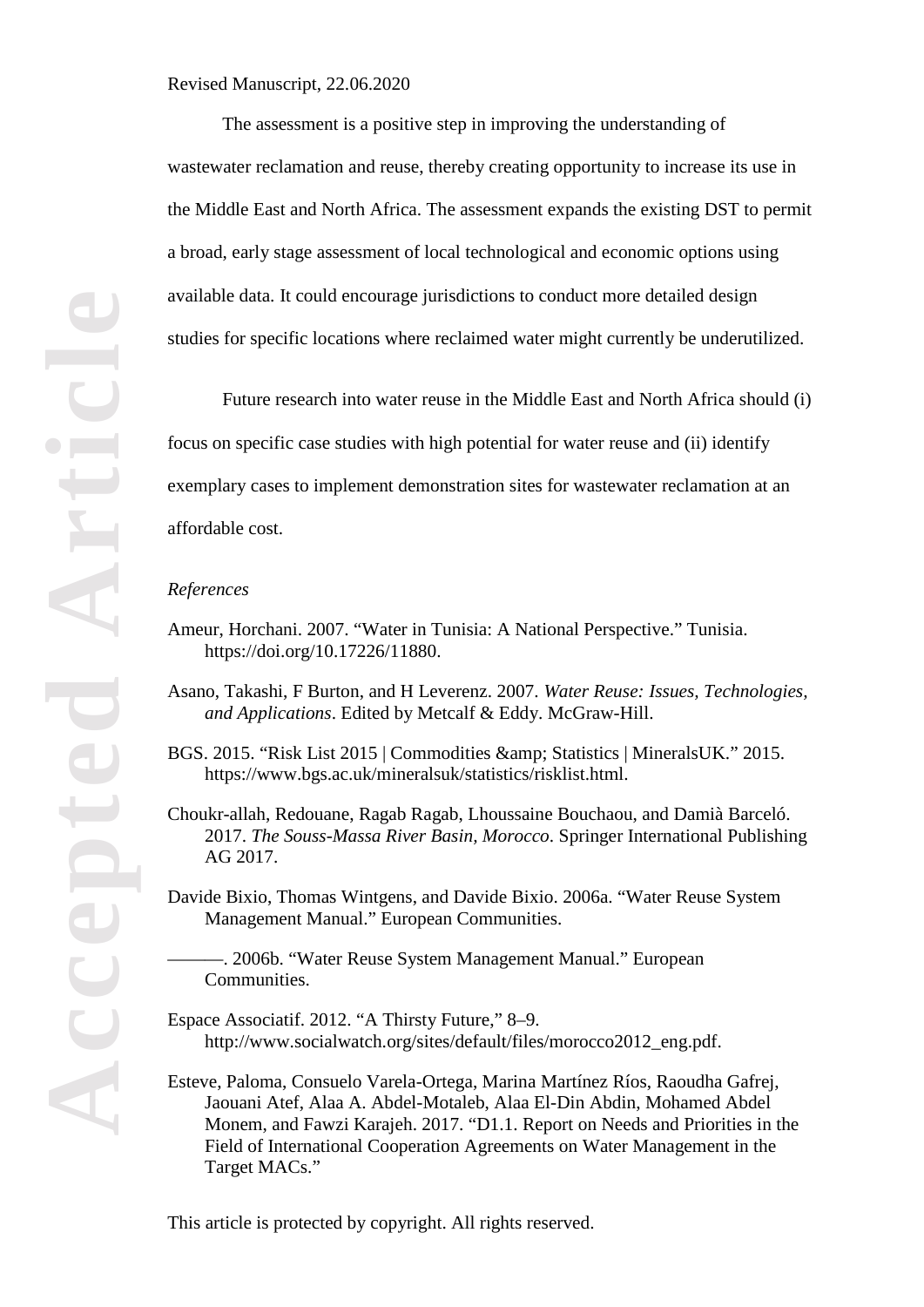Revised Manuscript, 22.06.2020

The assessment is a positive step in improving the understanding of wastewater reclamation and reuse, thereby creating opportunity to increase its use in the Middle East and North Africa. The assessment expands the existing DST to permit a broad, early stage assessment of local technological and economic options using available data. It could encourage jurisdictions to conduct more detailed design studies for specific locations where reclaimed water might currently be underutilized.

Future research into water reuse in the Middle East and North Africa should (i) focus on specific case studies with high potential for water reuse and (ii) identify exemplary cases to implement demonstration sites for wastewater reclamation at an affordable cost.

*References*

Ameur, Horchani. 2007. "Water in Tunisia: A National Perspective." Tunisia. https://doi.org/10.17226/11880.

Asano, Takashi, F Burton, and H Leverenz. 2007. *Water Reuse: Issues, Technologies, and Applications*. Edited by Metcalf & Eddy. McGraw-Hill.

BGS. 2015. "Risk List 2015 | Commodities &amp; Statistics | MineralsUK." 2015. https://www.bgs.ac.uk/mineralsuk/statistics/risklist.html.

Choukr-allah, Redouane, Ragab Ragab, Lhoussaine Bouchaou, and Damià Barceló. 2017. *The Souss-Massa River Basin, Morocco*. Springer International Publishing AG 2017.

Davide Bixio, Thomas Wintgens, and Davide Bixio. 2006a. "Water Reuse System Management Manual." European Communities.

———. 2006b. "Water Reuse System Management Manual." European Communities.

Espace Associatif. 2012. "A Thirsty Future," 8–9. http://www.socialwatch.org/sites/default/files/morocco2012_eng.pdf.

Esteve, Paloma, Consuelo Varela-Ortega, Marina Martínez Ríos, Raoudha Gafrej, Jaouani Atef, Alaa A. Abdel-Motaleb, Alaa El-Din Abdin, Mohamed Abdel Monem, and Fawzi Karajeh. 2017. "D1.1. Report on Needs and Priorities in the Field of International Cooperation Agreements on Water Management in the Target MACs."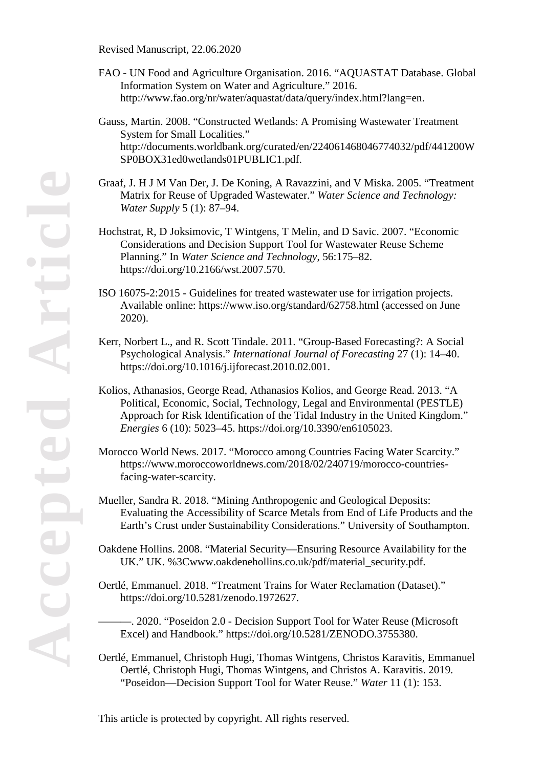FAO - UN Food and Agriculture Organisation. 2016. "AQUASTAT Database. Global Information System on Water and Agriculture." 2016. http://www.fao.org/nr/water/aquastat/data/query/index.html?lang=en.

Gauss, Martin. 2008. "Constructed Wetlands: A Promising Wastewater Treatment System for Small Localities." http://documents.worldbank.org/curated/en/224061468046774032/pdf/441200WSP0BOX31ed0wetlands01PUBLIC1.pdf.

Graaf, J. H J M Van Der, J. De Koning, A Ravazzini, and V Miska. 2005. "Treatment Matrix for Reuse of Upgraded Wastewater." *Water Science and Technology: Water Supply* 5 (1): 87–94.

Hochstrat, R, D Joksimovic, T Wintgens, T Melin, and D Savic. 2007. "Economic Considerations and Decision Support Tool for Wastewater Reuse Scheme Planning." In *Water Science and Technology*, 56:175–82. https://doi.org/10.2166/wst.2007.570.

ISO 16075-2:2015 - Guidelines for treated wastewater use for irrigation projects. Available online: https://www.iso.org/standard/62758.html (accessed on June 2020).

Kerr, Norbert L., and R. Scott Tindale. 2011. "Group-Based Forecasting?: A Social Psychological Analysis." *International Journal of Forecasting* 27 (1): 14–40. https://doi.org/10.1016/j.ijforecast.2010.02.001.

Kolios, Athanasios, George Read, Athanasios Kolios, and George Read. 2013. "A Political, Economic, Social, Technology, Legal and Environmental (PESTLE) Approach for Risk Identification of the Tidal Industry in the United Kingdom." *Energies* 6 (10): 5023–45. https://doi.org/10.3390/en6105023.

Morocco World News. 2017. "Morocco among Countries Facing Water Scarcity." https://www.moroccoworldnews.com/2018/02/240719/morocco-countries-facing-water-scarcity.

Mueller, Sandra R. 2018. "Mining Anthropogenic and Geological Deposits: Evaluating the Accessibility of Scarce Metals from End of Life Products and the Earth's Crust under Sustainability Considerations." University of Southampton.

Oakdene Hollins. 2008. "Material Security—Ensuring Resource Availability for the UK." UK. %3Cwww.oakdenehollins.co.uk/pdf/material_security.pdf.

Oertlé, Emmanuel. 2018. "Treatment Trains for Water Reclamation (Dataset)." https://doi.org/10.5281/zenodo.1972627.

———. 2020. "Poseidon 2.0 - Decision Support Tool for Water Reuse (Microsoft Excel) and Handbook." https://doi.org/10.5281/ZENODO.3755380.

Oertlé, Emmanuel, Christoph Hugi, Thomas Wintgens, Christos Karavitis, Emmanuel Oertlé, Christoph Hugi, Thomas Wintgens, and Christos A. Karavitis. 2019. "Poseidon—Decision Support Tool for Water Reuse." *Water* 11 (1): 153.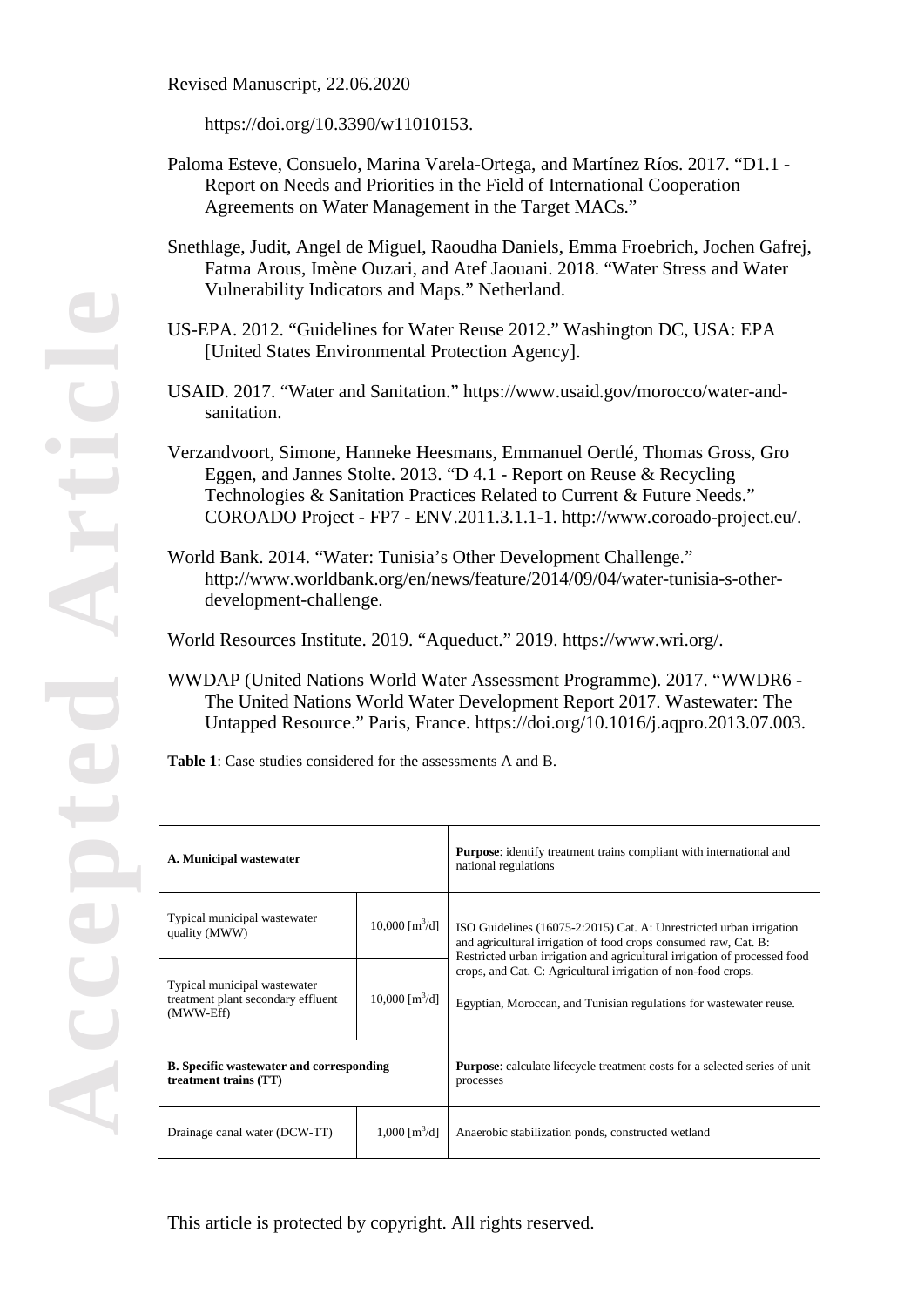https://doi.org/10.3390/w11010153.

Paloma Esteve, Consuelo, Marina Varela-Ortega, and Martínez Ríos. 2017. "D1.1 - Report on Needs and Priorities in the Field of International Cooperation Agreements on Water Management in the Target MACs."

Snethlage, Judit, Angel de Miguel, Raoudha Daniels, Emma Froebrich, Jochen Gafrej, Fatma Arous, Imène Ouzari, and Atef Jaouani. 2018. "Water Stress and Water Vulnerability Indicators and Maps." Netherland.

US-EPA. 2012. "Guidelines for Water Reuse 2012." Washington DC, USA: EPA [United States Environmental Protection Agency].

USAID. 2017. "Water and Sanitation." https://www.usaid.gov/morocco/water-and-sanitation.

Verzandvoort, Simone, Hanneke Heesmans, Emmanuel Oertlé, Thomas Gross, Gro Eggen, and Jannes Stolte. 2013. "D 4.1 - Report on Reuse & Recycling Technologies & Sanitation Practices Related to Current & Future Needs." COROADO Project - FP7 - ENV.2011.3.1.1-1. http://www.coroado-project.eu/.

World Bank. 2014. "Water: Tunisia's Other Development Challenge." http://www.worldbank.org/en/news/feature/2014/09/04/water-tunisia-s-other-development-challenge.

World Resources Institute. 2019. "Aqueduct." 2019. https://www.wri.org/.

WWDAP (United Nations World Water Assessment Programme). 2017. "WWDR6 - The United Nations World Water Development Report 2017. Wastewater: The Untapped Resource." Paris, France. https://doi.org/10.1016/j.aqpro.2013.07.003.

**Table 1**: Case studies considered for the assessments A and B.

| | | |
|---|---|---|
| **A. Municipal wastewater** | | **Purpose**: identify treatment trains compliant with international and national regulations |
| Typical municipal wastewater quality (MWW) | 10,000 [$m^3$/d] | ISO Guidelines (16075-2:2015) Cat. A: Unrestricted urban irrigation and agricultural irrigation of food crops consumed raw, Cat. B: Restricted urban irrigation and agricultural irrigation of processed food crops, and Cat. C: Agricultural irrigation of non-food crops.<br><br>Egyptian, Moroccan, and Tunisian regulations for wastewater reuse. |
| Typical municipal wastewater treatment plant secondary effluent (MWW-Eff) | 10,000 [$m^3$/d] | |
| **B. Specific wastewater and corresponding treatment trains (TT)** | | **Purpose**: calculate lifecycle treatment costs for a selected series of unit processes |
| Drainage canal water (DCW-TT) | 1,000 [$m^3$/d] | Anaerobic stabilization ponds, constructed wetland |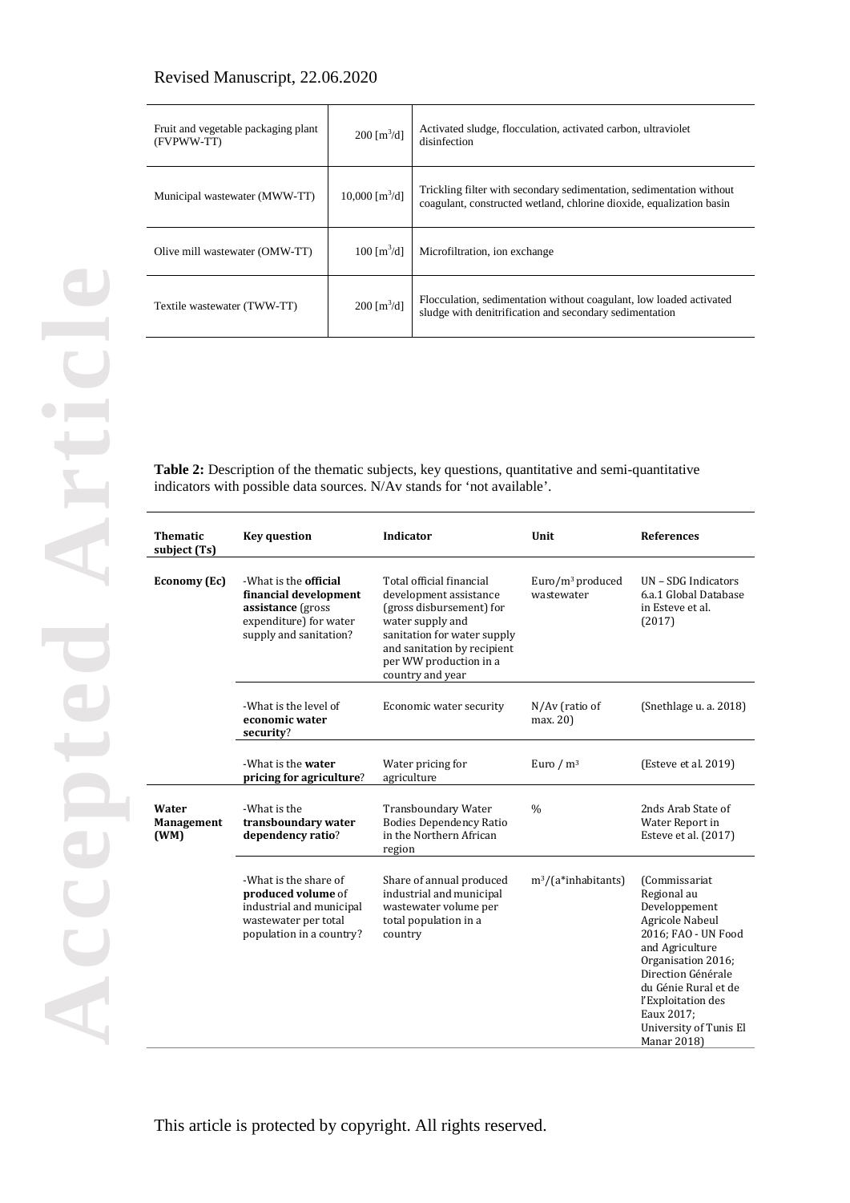| | | |
|---|---|---|
| Fruit and vegetable packaging plant (FVPWW-TT) | 200 [$m^3$/d] | Activated sludge, flocculation, activated carbon, ultraviolet disinfection |
| Municipal wastewater (MWW-TT) | 10,000 [$m^3$/d] | Trickling filter with secondary sedimentation, sedimentation without coagulant, constructed wetland, chlorine dioxide, equalization basin |
| Olive mill wastewater (OMW-TT) | 100 [$m^3$/d] | Microfiltration, ion exchange |
| Textile wastewater (TWW-TT) | 200 [$m^3$/d] | Flocculation, sedimentation without coagulant, low loaded activated sludge with denitrification and secondary sedimentation |

**Table 2:** Description of the thematic subjects, key questions, quantitative and semi-quantitative indicators with possible data sources. N/Av stands for 'not available'.

| Thematic subject (Ts) | Key question | Indicator | Unit | References |
|---|---|---|---|---|
| **Economy (Ec)** | -What is the **official financial development assistance** (gross expenditure) for water supply and sanitation? | Total official financial development assistance (gross disbursement) for water supply and sanitation for water supply and sanitation by recipient per WW production in a country and year | Euro/$m^3$ produced wastewater | UN – SDG Indicators 6.a.1 Global Database in Esteve et al. (2017) |
| | -What is the level of **economic water security**? | Economic water security | N/Av (ratio of max. 20) | (Snethlage u. a. 2018) |
| | -What is the **water pricing for agriculture**? | Water pricing for agriculture | Euro / $m^3$ | (Esteve et al. 2019) |
| **Water Management (WM)** | -What is the **transboundary water dependency ratio**? | Transboundary Water Bodies Dependency Ratio in the Northern African region | % | 2nds Arab State of Water Report in Esteve et al. (2017) |
| | -What is the share of **produced volume** of industrial and municipal wastewater per total population in a country? | Share of annual produced industrial and municipal wastewater volume per total population in a country | $m^3$/(a*inhabitants) | (Commissariat Regional au Developpement Agricole Nabeul 2016; FAO - UN Food and Agriculture Organisation 2016; Direction Générale du Génie Rural et de l'Exploitation des Eaux 2017; University of Tunis El Manar 2018) |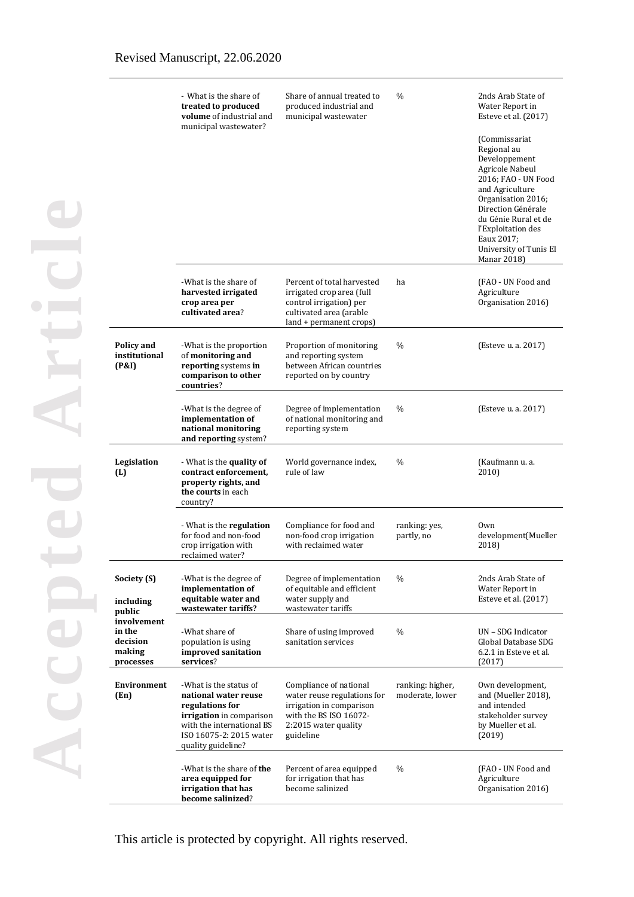| | | | | |
|---|---|---|---|---|
| | - What is the share of **treated to produced volume** of industrial and municipal wastewater? | Share of annual treated to produced industrial and municipal wastewater | % | 2nds Arab State of Water Report in Esteve et al. (2017)<br><br>(Commissariat Regional au Developpement Agricole Nabeul 2016; FAO - UN Food and Agriculture Organisation 2016; Direction Générale du Génie Rural et de l'Exploitation des Eaux 2017; University of Tunis El Manar 2018) |
| | -What is the share of **harvested irrigated crop area per cultivated area**? | Percent of total harvested irrigated crop area (full control irrigation) per cultivated area (arable land + permanent crops) | ha | (FAO - UN Food and Agriculture Organisation 2016) |
| **Policy and institutional (P&I)** | -What is the proportion of **monitoring and reporting** systems **in comparison to other countries**? | Proportion of monitoring and reporting system between African countries reported on by country | % | (Esteve u. a. 2017) |
| | -What is the degree of **implementation of national monitoring and reporting** system? | Degree of implementation of national monitoring and reporting system | % | (Esteve u. a. 2017) |
| **Legislation (L)** | - What is the **quality of contract enforcement, property rights, and the courts** in each country? | World governance index, rule of law | % | (Kaufmann u. a. 2010) |
| | - What is the **regulation** for food and non-food crop irrigation with reclaimed water? | Compliance for food and non-food crop irrigation with reclaimed water | ranking: yes, partly, no | Own development(Mueller 2018) |
| **Society (S)**<br><br>**including public involvement in the decision making processes** | -What is the degree of **implementation of equitable water and wastewater tariffs?** | Degree of implementation of equitable and efficient water supply and wastewater tariffs | % | 2nds Arab State of Water Report in Esteve et al. (2017) |
| | -What share of population is using **improved sanitation services**? | Share of using improved sanitation services | % | UN – SDG Indicator Global Database SDG 6.2.1 in Esteve et al. (2017) |
| **Environment (En)** | -What is the status of **national water reuse regulations for irrigation** in comparison with the international BS ISO 16075-2: 2015 water quality guideline? | Compliance of national water reuse regulations for irrigation in comparison with the BS ISO 16072-2:2015 water quality guideline | ranking: higher, moderate, lower | Own development, and (Mueller 2018), and intended stakeholder survey by Mueller et al. (2019) |
| | -What is the share of **the area equipped for irrigation that has become salinized**? | Percent of area equipped for irrigation that has become salinized | % | (FAO - UN Food and Agriculture Organisation 2016) |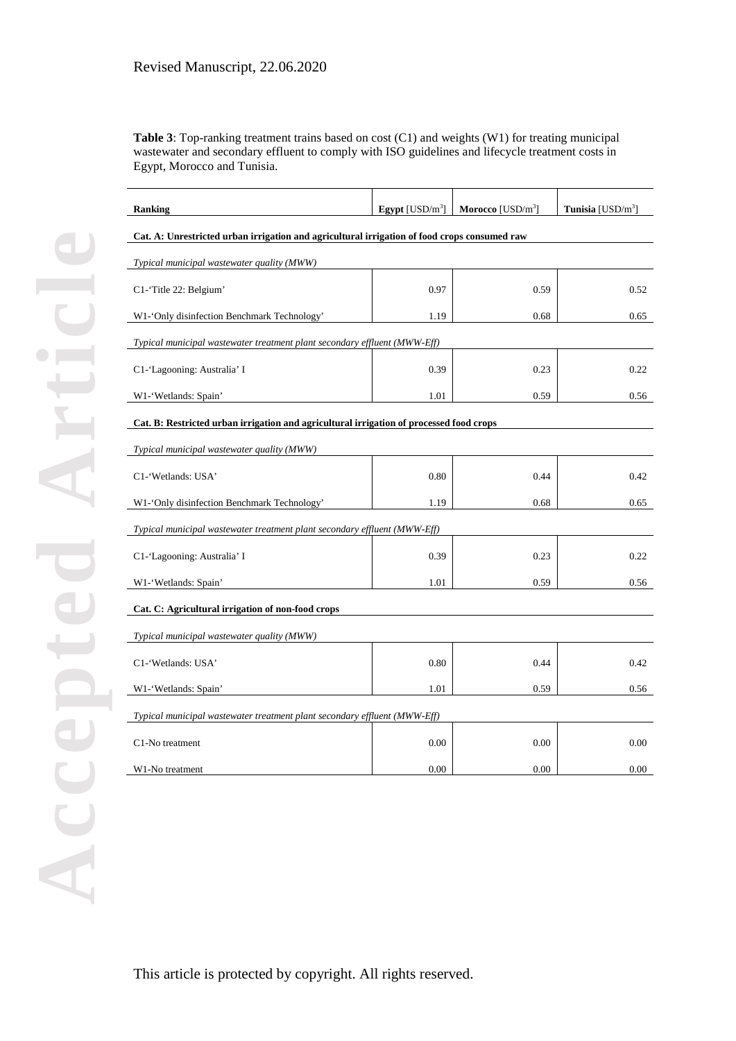**Table 3**: Top-ranking treatment trains based on cost (C1) and weights (W1) for treating municipal wastewater and secondary effluent to comply with ISO guidelines and lifecycle treatment costs in Egypt, Morocco and Tunisia.

| Ranking | **Egypt** [USD/m$^3$] | **Morocco** [USD/m$^3$] | **Tunisia** [USD/m$^3$] |
|---|---|---|---|
| **Cat. A: Unrestricted urban irrigation and agricultural irrigation of food crops consumed raw** | | | |
| *Typical municipal wastewater quality (MWW)* | | | |
| C1-'Title 22: Belgium' | 0.97 | 0.59 | 0.52 |
| W1-'Only disinfection Benchmark Technology' | 1.19 | 0.68 | 0.65 |
| *Typical municipal wastewater treatment plant secondary effluent (MWW-Eff)* | | | |
| C1-'Lagooning: Australia' I | 0.39 | 0.23 | 0.22 |
| W1-'Wetlands: Spain' | 1.01 | 0.59 | 0.56 |
| **Cat. B: Restricted urban irrigation and agricultural irrigation of processed food crops** | | | |
| *Typical municipal wastewater quality (MWW)* | | | |
| C1-'Wetlands: USA' | 0.80 | 0.44 | 0.42 |
| W1-'Only disinfection Benchmark Technology' | 1.19 | 0.68 | 0.65 |
| *Typical municipal wastewater treatment plant secondary effluent (MWW-Eff)* | | | |
| C1-'Lagooning: Australia' I | 0.39 | 0.23 | 0.22 |
| W1-'Wetlands: Spain' | 1.01 | 0.59 | 0.56 |
| **Cat. C: Agricultural irrigation of non-food crops** | | | |
| *Typical municipal wastewater quality (MWW)* | | | |
| C1-'Wetlands: USA' | 0.80 | 0.44 | 0.42 |
| W1-'Wetlands: Spain' | 1.01 | 0.59 | 0.56 |
| *Typical municipal wastewater treatment plant secondary effluent (MWW-Eff)* | | | |
| C1-No treatment | 0.00 | 0.00 | 0.00 |
| W1-No treatment | 0.00 | 0.00 | 0.00 |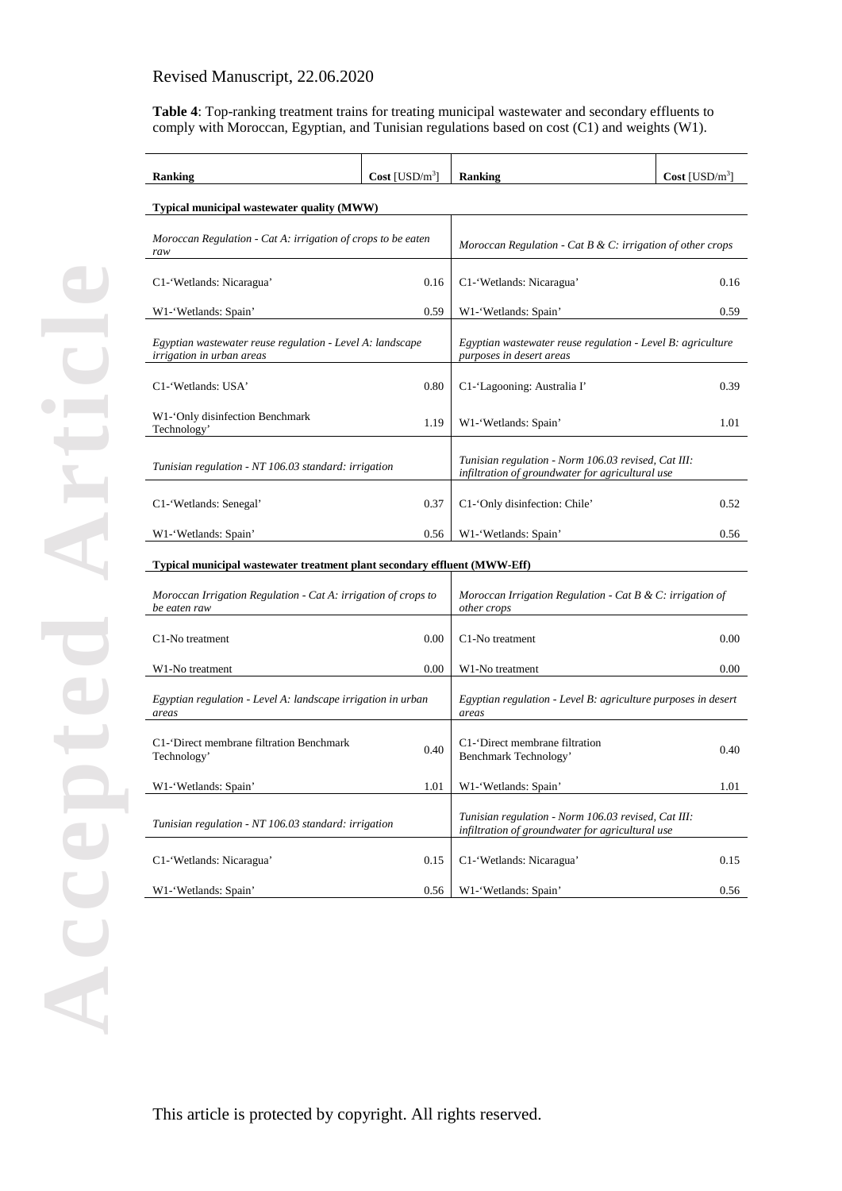**Table 4**: Top-ranking treatment trains for treating municipal wastewater and secondary effluents to comply with Moroccan, Egyptian, and Tunisian regulations based on cost (C1) and weights (W1).

| Ranking | Cost [USD/m$^3$] | Ranking | Cost [USD/m$^3$] |
|---|---|---|---|
| **Typical municipal wastewater quality (MWW)** | | | |
| *Moroccan Regulation - Cat A: irrigation of crops to be eaten raw* | | *Moroccan Regulation - Cat B & C: irrigation of other crops* | |
| C1-'Wetlands: Nicaragua' | 0.16 | C1-'Wetlands: Nicaragua' | 0.16 |
| W1-'Wetlands: Spain' | 0.59 | W1-'Wetlands: Spain' | 0.59 |
| *Egyptian wastewater reuse regulation - Level A: landscape irrigation in urban areas* | | *Egyptian wastewater reuse regulation - Level B: agriculture purposes in desert areas* | |
| C1-'Wetlands: USA' | 0.80 | C1-'Lagooning: Australia I' | 0.39 |
| W1-'Only disinfection Benchmark Technology' | 1.19 | W1-'Wetlands: Spain' | 1.01 |
| *Tunisian regulation - NT 106.03 standard: irrigation* | | *Tunisian regulation - Norm 106.03 revised, Cat III: infiltration of groundwater for agricultural use* | |
| C1-'Wetlands: Senegal' | 0.37 | C1-'Only disinfection: Chile' | 0.52 |
| W1-'Wetlands: Spain' | 0.56 | W1-'Wetlands: Spain' | 0.56 |
| **Typical municipal wastewater treatment plant secondary effluent (MWW-Eff)** | | | |
| *Moroccan Irrigation Regulation - Cat A: irrigation of crops to be eaten raw* | | *Moroccan Irrigation Regulation - Cat B & C: irrigation of other crops* | |
| C1-No treatment | 0.00 | C1-No treatment | 0.00 |
| W1-No treatment | 0.00 | W1-No treatment | 0.00 |
| *Egyptian regulation - Level A: landscape irrigation in urban areas* | | *Egyptian regulation - Level B: agriculture purposes in desert areas* | |
| C1-'Direct membrane filtration Benchmark Technology' | 0.40 | C1-'Direct membrane filtration Benchmark Technology' | 0.40 |
| W1-'Wetlands: Spain' | 1.01 | W1-'Wetlands: Spain' | 1.01 |
| *Tunisian regulation - NT 106.03 standard: irrigation* | | *Tunisian regulation - Norm 106.03 revised, Cat III: infiltration of groundwater for agricultural use* | |
| C1-'Wetlands: Nicaragua' | 0.15 | C1-'Wetlands: Nicaragua' | 0.15 |
| W1-'Wetlands: Spain' | 0.56 | W1-'Wetlands: Spain' | 0.56 |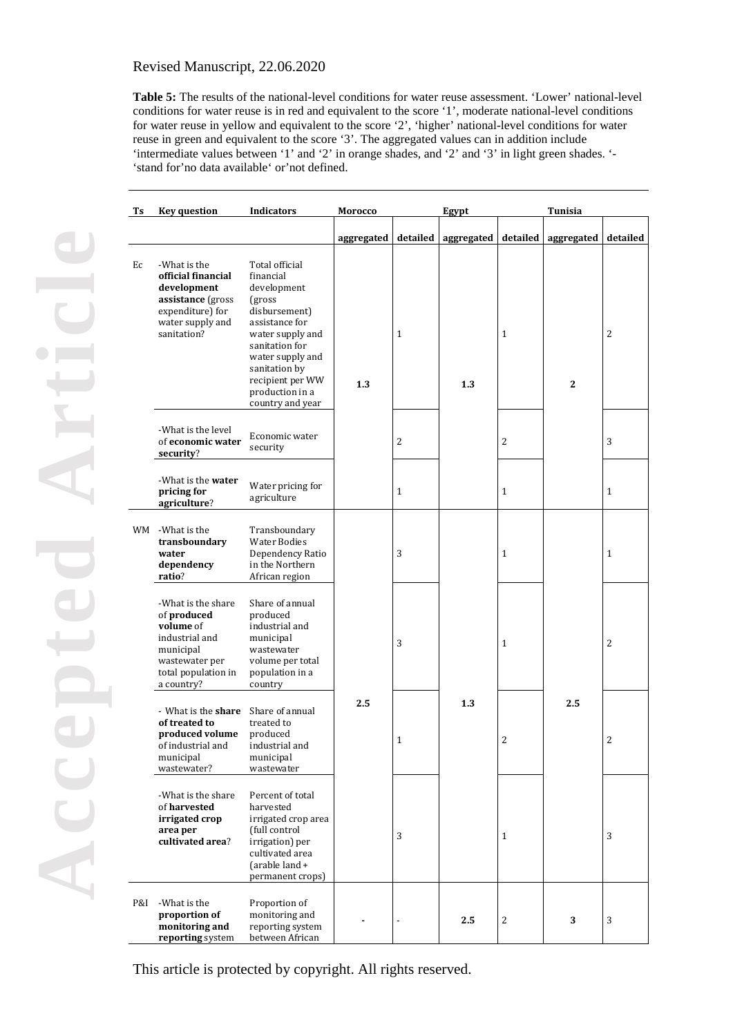Revised Manuscript, 22.06.2020

**Table 5:** The results of the national-level conditions for water reuse assessment. 'Lower' national-level conditions for water reuse is in red and equivalent to the score '1', moderate national-level conditions for water reuse in yellow and equivalent to the score '2', 'higher' national-level conditions for water reuse in green and equivalent to the score '3'. The aggregated values can in addition include 'intermediate values between '1' and '2' in orange shades, and '2' and '3' in light green shades. '-'stand for'no data available' or'not defined.

| Ts | Key question | Indicators | Morocco | | Egypt | | Tunisia | |
|---|---|---|---|---|---|---|---|---|
| | | | aggregated | detailed | aggregated | detailed | aggregated | detailed |
| Ec | -What is the **official financial development assistance** (gross expenditure) for water supply and sanitation? | Total official financial development (gross disbursement) assistance for water supply and sanitation for water supply and sanitation by recipient per WW production in a country and year | **1.3** | 1 | **1.3** | 1 | **2** | 2 |
| | -What is the level of **economic water security**? | Economic water security | | 2 | | 2 | | 3 |
| | -What is the **water pricing for agriculture**? | Water pricing for agriculture | | 1 | | 1 | | 1 |
| WM | -What is the **transboundary water dependency ratio**? | Transboundary Water Bodies Dependency Ratio in the Northern African region | **2.5** | 3 | **1.3** | 1 | **2.5** | 1 |
| | -What is the share of **produced volume** of industrial and municipal wastewater per total population in a country? | Share of annual produced industrial and municipal wastewater volume per total population in a country | | 3 | | 1 | | 2 |
| | - What is the **share of treated to produced volume** of industrial and municipal wastewater? | Share of annual treated to produced industrial and municipal wastewater | | 1 | | 2 | | 2 |
| | -What is the share of **harvested irrigated crop area per cultivated area**? | Percent of total harvested irrigated crop area (full control irrigation) per cultivated area (arable land + permanent crops) | | 3 | | 1 | | 3 |
| P&I | -What is the **proportion of monitoring and reporting** system | Proportion of monitoring and reporting system between African | **-** | - | **2.5** | 2 | **3** | 3 |

This article is protected by copyright. All rights reserved.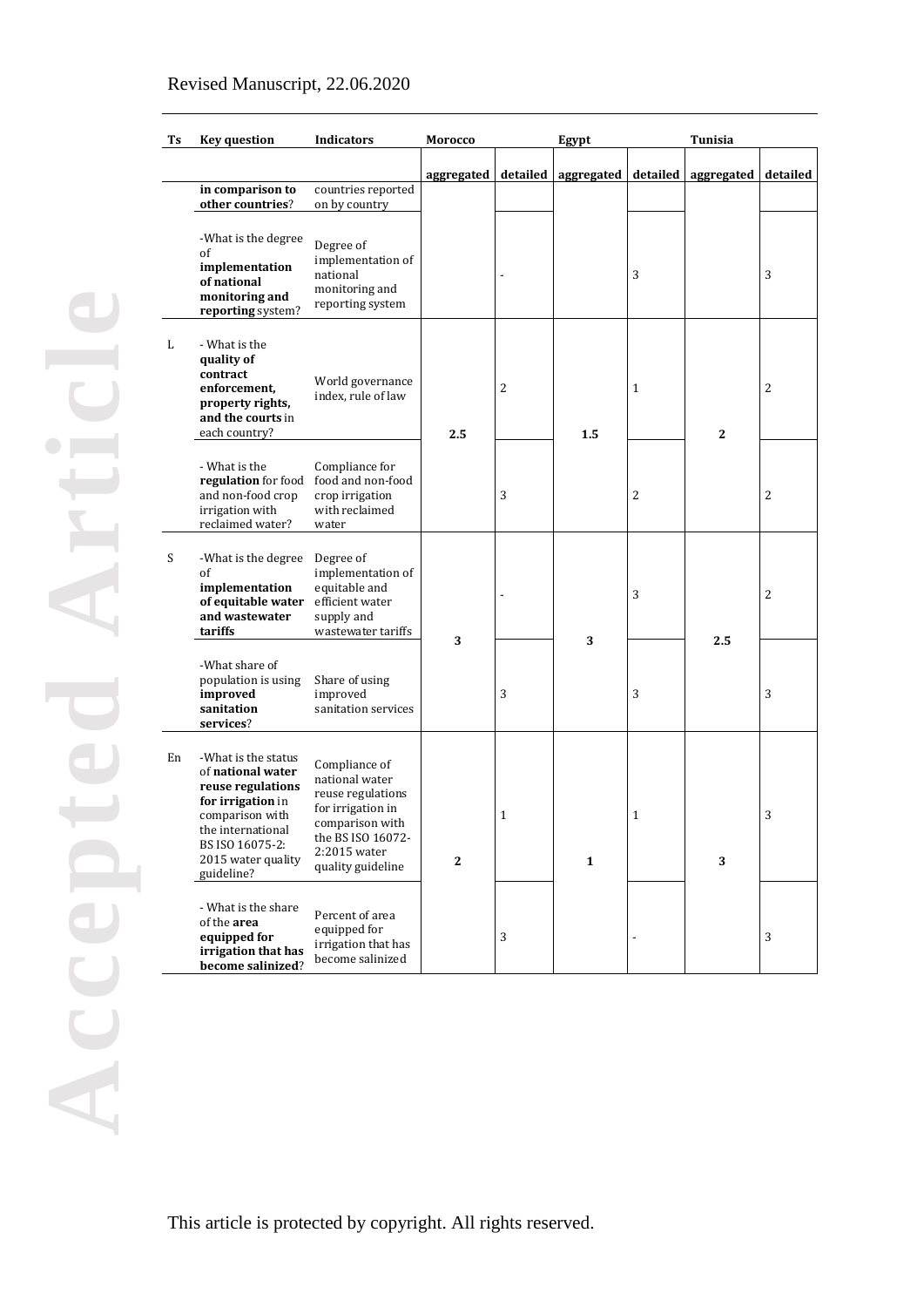| Ts | Key question | Indicators | Morocco | | Egypt | | Tunisia | |
|---|---|---|---|---|---|---|---|---|
| | | | aggregated | detailed | aggregated | detailed | aggregated | detailed |
| | **in comparison to other countries**? | countries reported on by country | | | | | | |
| | -What is the degree of **implementation of national monitoring and reporting** system? | Degree of implementation of national monitoring and reporting system | | - | | 3 | | 3 |
| L | - What is the **quality of contract enforcement, property rights, and the courts** in each country? | World governance index, rule of law | **2.5** | 2 | **1.5** | 1 | **2** | 2 |
| | - What is the **regulation** for food and non-food crop irrigation with reclaimed water? | Compliance for food and non-food crop irrigation with reclaimed water | | 3 | | 2 | | 2 |
| S | -What is the degree of **implementation of equitable water and wastewater tariffs** | Degree of implementation of equitable and efficient water supply and wastewater tariffs | **3** | - | **3** | 3 | **2.5** | 2 |
| | -What share of population is using **improved sanitation services**? | Share of using improved sanitation services | | 3 | | 3 | | 3 |
| En | -What is the status of **national water reuse regulations for irrigation** in comparison with the international BS ISO 16075-2: 2015 water quality guideline? | Compliance of national water reuse regulations for irrigation in comparison with the BS ISO 16072-2:2015 water quality guideline | **2** | 1 | **1** | 1 | **3** | 3 |
| | - What is the share of the **area equipped for irrigation that has become salinized**? | Percent of area equipped for irrigation that has become salinized | | 3 | | - | | 3 |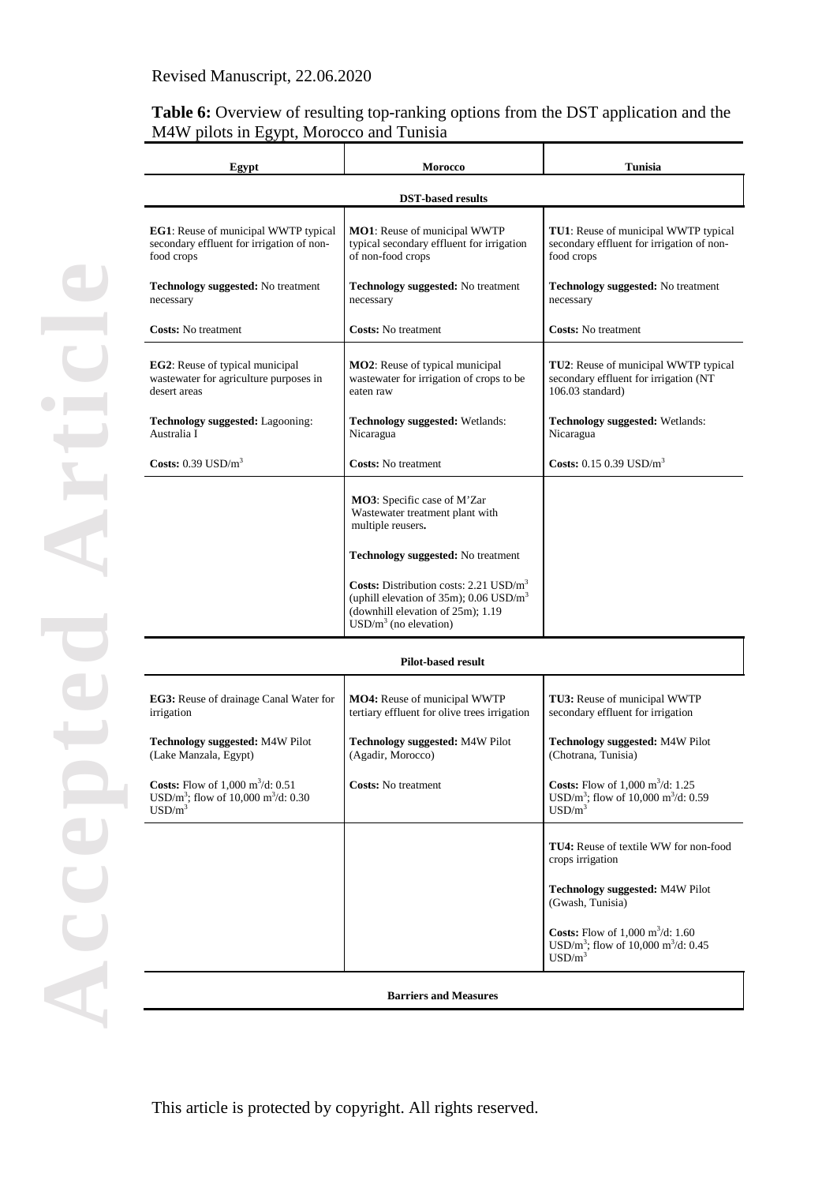Revised Manuscript, 22.06.2020

**Table 6:** Overview of resulting top-ranking options from the DST application and the M4W pilots in Egypt, Morocco and Tunisia

| Egypt | Morocco | Tunisia |
|---|---|---|
| **DST-based results** | | |
| **EG1**: Reuse of municipal WWTP typical secondary effluent for irrigation of non-food crops<br><br>**Technology suggested:** No treatment necessary<br><br>**Costs:** No treatment | **MO1**: Reuse of municipal WWTP typical secondary effluent for irrigation of non-food crops<br><br>**Technology suggested:** No treatment necessary<br><br>**Costs:** No treatment | **TU1**: Reuse of municipal WWTP typical secondary effluent for irrigation of non-food crops<br><br>**Technology suggested:** No treatment necessary<br><br>**Costs:** No treatment |
| **EG2**: Reuse of typical municipal wastewater for agriculture purposes in desert areas<br><br>**Technology suggested:** Lagooning: Australia I<br><br>**Costs:** 0.39 USD/m$^3$ | **MO2**: Reuse of typical municipal wastewater for irrigation of crops to be eaten raw<br><br>**Technology suggested:** Wetlands: Nicaragua<br><br>**Costs:** No treatment | **TU2**: Reuse of municipal WWTP typical secondary effluent for irrigation (NT 106.03 standard)<br><br>**Technology suggested:** Wetlands: Nicaragua<br><br>**Costs:** 0.15 0.39 USD/m$^3$ |
| | **MO3**: Specific case of M'Zar Wastewater treatment plant with multiple reusers.<br><br>**Technology suggested:** No treatment<br><br>**Costs:** Distribution costs: 2.21 USD/m$^3$ (uphill elevation of 35m); 0.06 USD/m$^3$ (downhill elevation of 25m); 1.19 USD/m$^3$ (no elevation) | |
| **Pilot-based result** | | |
| **EG3:** Reuse of drainage Canal Water for irrigation<br><br>**Technology suggested:** M4W Pilot (Lake Manzala, Egypt)<br><br>**Costs:** Flow of 1,000 m$^3$/d: 0.51 USD/m$^3$; flow of 10,000 m$^3$/d: 0.30 USD/m$^3$ | **MO4:** Reuse of municipal WWTP tertiary effluent for olive trees irrigation<br><br>**Technology suggested:** M4W Pilot (Agadir, Morocco)<br><br>**Costs:** No treatment | **TU3:** Reuse of municipal WWTP secondary effluent for irrigation<br><br>**Technology suggested:** M4W Pilot (Chotrana, Tunisia)<br><br>**Costs:** Flow of 1,000 m$^3$/d: 1.25 USD/m$^3$; flow of 10,000 m$^3$/d: 0.59 USD/m$^3$ |
| | | **TU4:** Reuse of textile WW for non-food crops irrigation<br><br>**Technology suggested:** M4W Pilot (Gwash, Tunisia)<br><br>**Costs:** Flow of 1,000 m$^3$/d: 1.60 USD/m$^3$; flow of 10,000 m$^3$/d: 0.45 USD/m$^3$ |
| **Barriers and Measures** | | |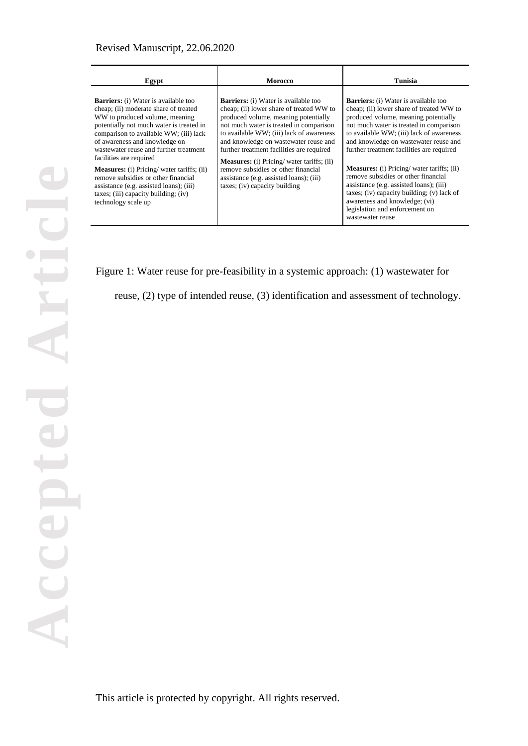| Egypt | Morocco | Tunisia |
| --- | --- | --- |
| **Barriers:** (i) Water is available too cheap; (ii) moderate share of treated WW to produced volume, meaning potentially not much water is treated in comparison to available WW; (iii) lack of awareness and knowledge on wastewater reuse and further treatment facilities are required<br><br>**Measures:** (i) Pricing/ water tariffs; (ii) remove subsidies or other financial assistance (e.g. assisted loans); (iii) taxes; (iii) capacity building; (iv) technology scale up | **Barriers:** (i) Water is available too cheap; (ii) lower share of treated WW to produced volume, meaning potentially not much water is treated in comparison to available WW; (iii) lack of awareness and knowledge on wastewater reuse and further treatment facilities are required<br><br>**Measures:** (i) Pricing/ water tariffs; (ii) remove subsidies or other financial assistance (e.g. assisted loans); (iii) taxes; (iv) capacity building | **Barriers:** (i) Water is available too cheap; (ii) lower share of treated WW to produced volume, meaning potentially not much water is treated in comparison to available WW; (iii) lack of awareness and knowledge on wastewater reuse and further treatment facilities are required<br><br>**Measures:** (i) Pricing/ water tariffs; (ii) remove subsidies or other financial assistance (e.g. assisted loans); (iii) taxes; (iv) capacity building; (v) lack of awareness and knowledge; (vi) legislation and enforcement on wastewater reuse |

Figure 1: Water reuse for pre-feasibility in a systemic approach: (1) wastewater for reuse, (2) type of intended reuse, (3) identification and assessment of technology.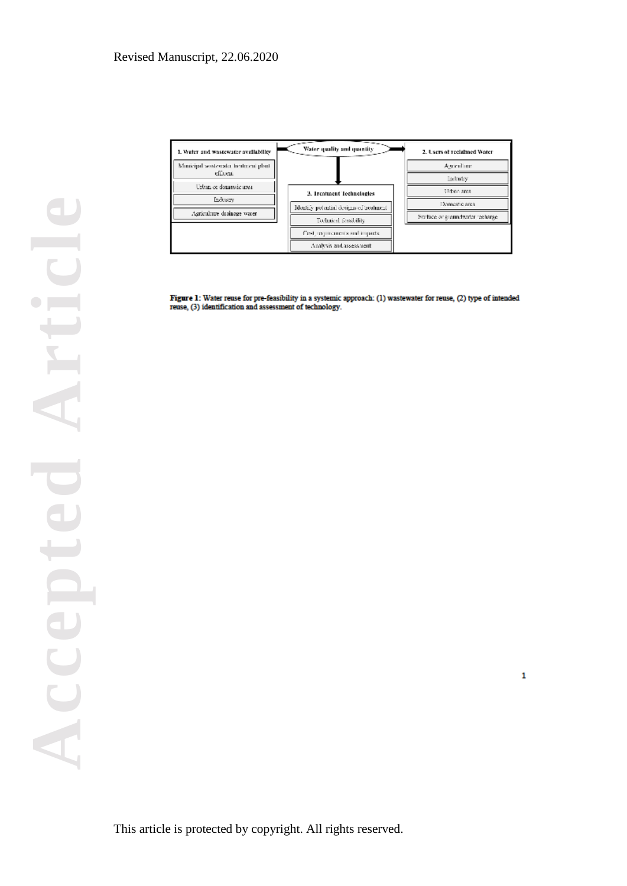| 1. Water and wastewater availability | Water quality and quantity | 2. Users of reclaimed Water |
| --- | --- | --- |
| Municipal wastewater treatment plant effluent | | Agriculture |
| Urban or domestic area | 3. Treatment Technologies | Industry |
| Industry | Identify potential designs of treatment | Urban area |
| Agriculture drainage water | Technical feasibility | Domestic area |
| | Cost, requirements and impacts | Surface or groundwater recharge |
| | Analysis and assessment | |

**Figure 1**: Water reuse for pre-feasibility in a systemic approach: (1) wastewater for reuse, (2) type of intended reuse, (3) identification and assessment of technology.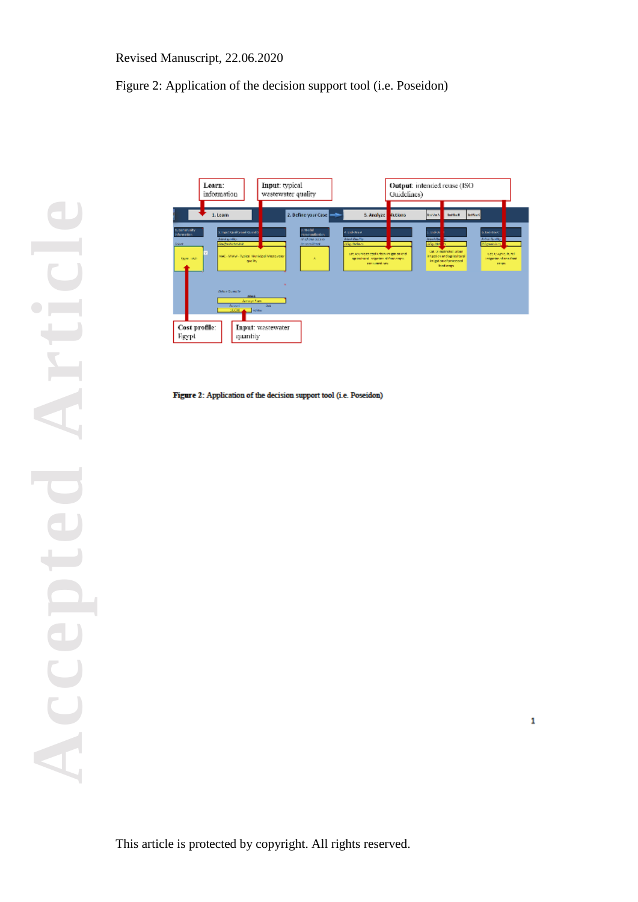Revised Manuscript, 22.06.2020

Figure 2: Application of the decision support tool (i.e. Poseidon)

**Figure 2**: Application of the decision support tool (i.e. Poseidon)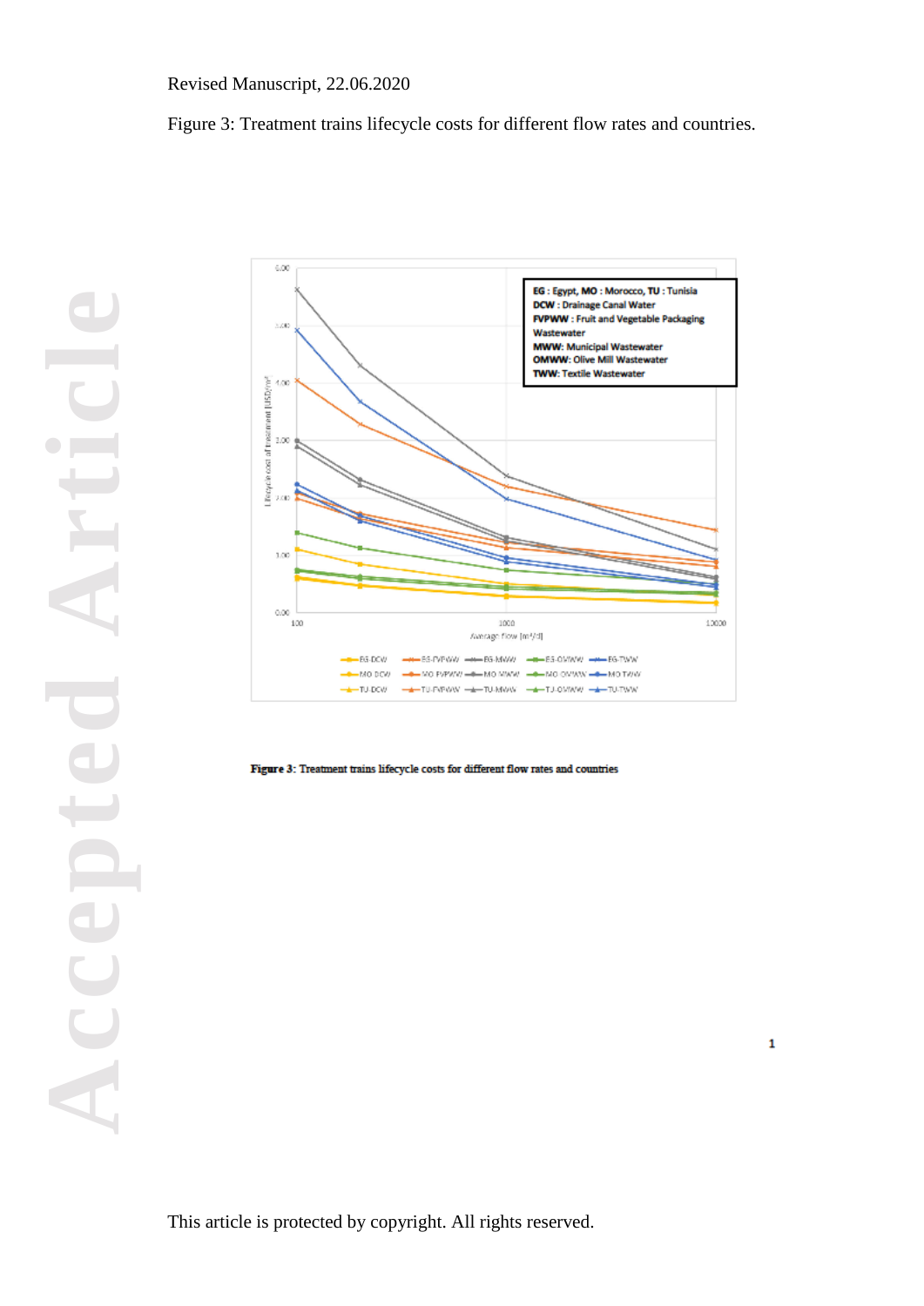Figure 3: Treatment trains lifecycle costs for different flow rates and countries.

6.00

5.00

4.00

3.00

2.00

1.00

0.00

Lifecycle cost of treatment [USD/m³]

100

1000

10000

Average flow [m³/d]

EG : Egypt, MO : Morocco, TU : Tunisia
DCW : Drainage Canal Water
FVPWW : Fruit and Vegetable Packaging Wastewater
MWW: Municipal Wastewater
OMWW: Olive Mill Wastewater
TWW: Textile Wastewater

EG-DCW EG-FVPWW EG-MWW EG-OMWW EG-TWW
MO-DCW MO-FVPWW MO-MWW MO-OMWW MO-TWW
TU-DCW TU-FVPWW TU-MWW TU-OMWW TU-TWW

**Figure 3**: Treatment trains lifecycle costs for different flow rates and countries